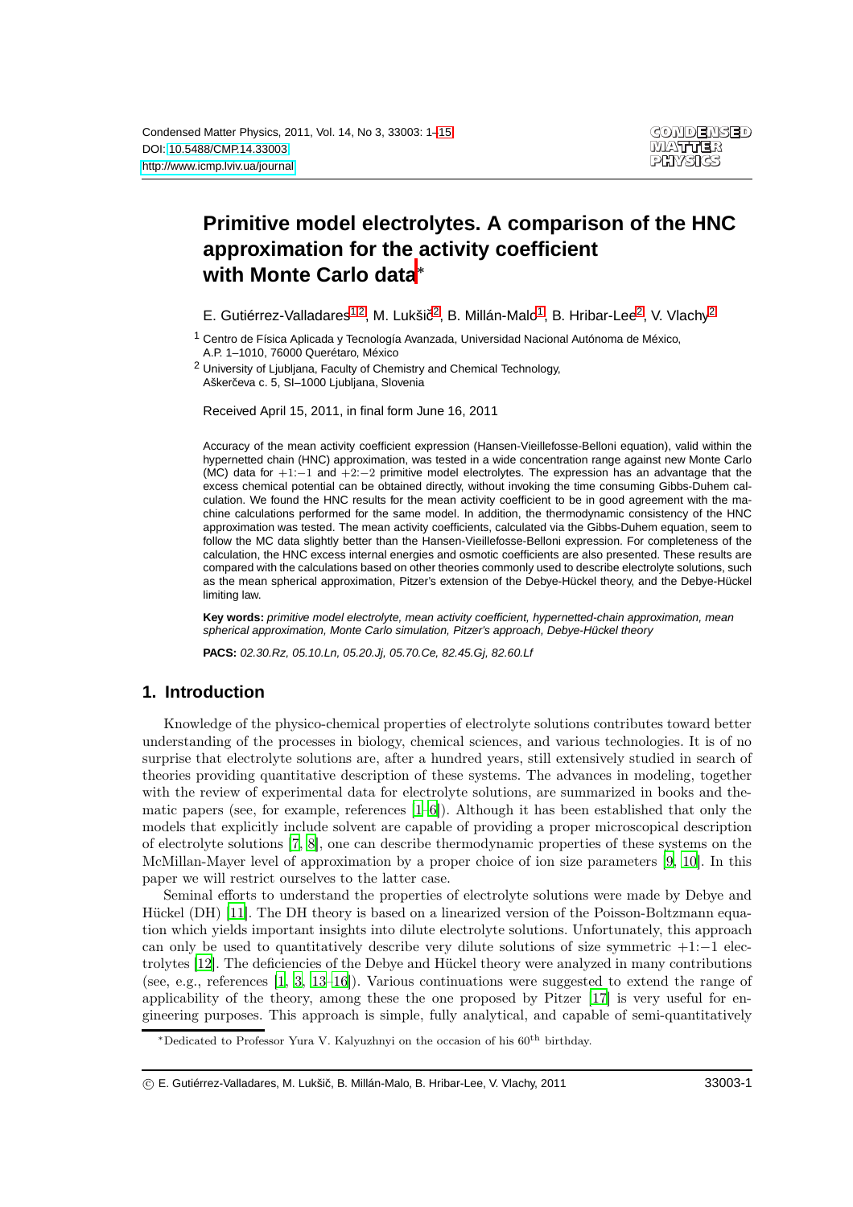# Primitive model electrolytes. A comparison of the HNC approximation for the activity coefficient with Monte Carlo data*

E. Gutiérrez-Valladares[1,2], M. Lukšič[2], B. Millán-Malo[1], B. Hribar-Lee[2], V. Vlachy[2]

[1] Centro de Física Aplicada y Tecnología Avanzada, Universidad Nacional Autónoma de México, A.P. 1–1010, 76000 Querétaro, México

[2] University of Ljubljana, Faculty of Chemistry and Chemical Technology, Aškerčeva c. 5, SI–1000 Ljubljana, Slovenia

Received April 15, 2011, in final form June 16, 2011

Accuracy of the mean activity coefficient expression (Hansen-Vieillefosse-Belloni equation), valid within the hypernetted chain (HNC) approximation, was tested in a wide concentration range against new Monte Carlo (MC) data for $+1{:}-1$ and $+2{:}-2$ primitive model electrolytes. The expression has an advantage that the excess chemical potential can be obtained directly, without invoking the time consuming Gibbs-Duhem calculation. We found the HNC results for the mean activity coefficient to be in good agreement with the machine calculations performed for the same model. In addition, the thermodynamic consistency of the HNC approximation was tested. The mean activity coefficients, calculated via the Gibbs-Duhem equation, seem to follow the MC data slightly better than the Hansen-Vieillefosse-Belloni expression. For completeness of the calculation, the HNC excess internal energies and osmotic coefficients are also presented. These results are compared with the calculations based on other theories commonly used to describe electrolyte solutions, such as the mean spherical approximation, Pitzer's extension of the Debye-Hückel theory, and the Debye-Hückel limiting law.

**Key words:** *primitive model electrolyte, mean activity coefficient, hypernetted-chain approximation, mean spherical approximation, Monte Carlo simulation, Pitzer's approach, Debye-Hückel theory*

**PACS:** *02.30.Rz, 05.10.Ln, 05.20.Jj, 05.70.Ce, 82.45.Gj, 82.60.Lf*

## 1. Introduction

Knowledge of the physico-chemical properties of electrolyte solutions contributes toward better understanding of the processes in biology, chemical sciences, and various technologies. It is of no surprise that electrolyte solutions are, after a hundred years, still extensively studied in search of theories providing quantitative description of these systems. The advances in modeling, together with the review of experimental data for electrolyte solutions, are summarized in books and thematic papers (see, for example, references [1–6]). Although it has been established that only the models that explicitly include solvent are capable of providing a proper microscopical description of electrolyte solutions [7, 8], one can describe thermodynamic properties of these systems on the McMillan-Mayer level of approximation by a proper choice of ion size parameters [9, 10]. In this paper we will restrict ourselves to the latter case.

Seminal efforts to understand the properties of electrolyte solutions were made by Debye and Hückel (DH) [11]. The DH theory is based on a linearized version of the Poisson-Boltzmann equation which yields important insights into dilute electrolyte solutions. Unfortunately, this approach can only be used to quantitatively describe very dilute solutions of size symmetric $+1{:}-1$ electrolytes [12]. The deficiencies of the Debye and Hückel theory were analyzed in many contributions (see, e.g., references [1, 3, 13–16]). Various continuations were suggested to extend the range of applicability of the theory, among these the one proposed by Pitzer [17] is very useful for engineering purposes. This approach is simple, fully analytical, and capable of semi-quantitatively

*Dedicated to Professor Yura V. Kalyuzhnyi on the occasion of his 60th birthday.

© E. Gutiérrez-Valladares, M. Lukšič, B. Millán-Malo, B. Hribar-Lee, V. Vlachy, 2011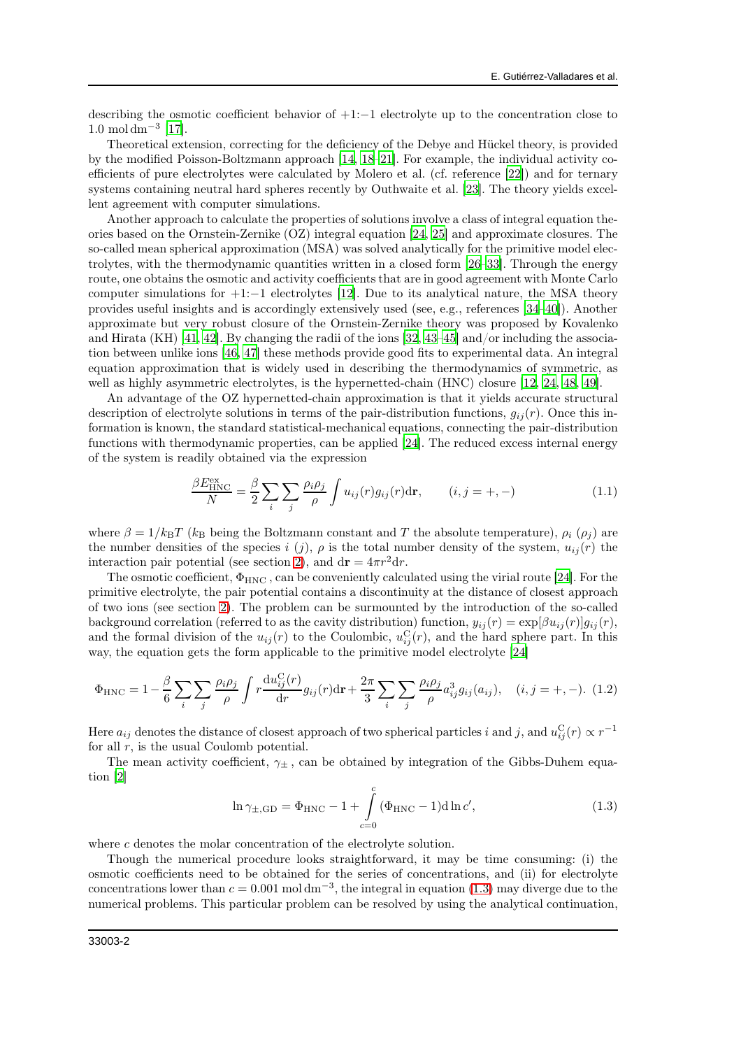describing the osmotic coefficient behavior of $+1{:}-1$ electrolyte up to the concentration close to $1.0\ \mathrm{mol\,dm^{-3}}$ [17].

Theoretical extension, correcting for the deficiency of the Debye and Hückel theory, is provided by the modified Poisson-Boltzmann approach [14, 18–21]. For example, the individual activity coefficients of pure electrolytes were calculated by Molero et al. (cf. reference [22]) and for ternary systems containing neutral hard spheres recently by Outhwaite et al. [23]. The theory yields excellent agreement with computer simulations.

Another approach to calculate the properties of solutions involve a class of integral equation theories based on the Ornstein-Zernike (OZ) integral equation [24, 25] and approximate closures. The so-called mean spherical approximation (MSA) was solved analytically for the primitive model electrolytes, with the thermodynamic quantities written in a closed form [26–33]. Through the energy route, one obtains the osmotic and activity coefficients that are in good agreement with Monte Carlo computer simulations for $+1{:}-1$ electrolytes [12]. Due to its analytical nature, the MSA theory provides useful insights and is accordingly extensively used (see, e.g., references [34–40]). Another approximate but very robust closure of the Ornstein-Zernike theory was proposed by Kovalenko and Hirata (KH) [41, 42]. By changing the radii of the ions [32, 43–45] and/or including the association between unlike ions [46, 47] these methods provide good fits to experimental data. An integral equation approximation that is widely used in describing the thermodynamics of symmetric, as well as highly asymmetric electrolytes, is the hypernetted-chain (HNC) closure [12, 24, 48, 49].

An advantage of the OZ hypernetted-chain approximation is that it yields accurate structural description of electrolyte solutions in terms of the pair-distribution functions, $g_{ij}(r)$. Once this information is known, the standard statistical-mechanical equations, connecting the pair-distribution functions with thermodynamic properties, can be applied [24]. The reduced excess internal energy of the system is readily obtained via the expression

$$\frac{\beta E^{\mathrm{ex}}_{\mathrm{HNC}}}{N} = \frac{\beta}{2}\sum_i\sum_j \frac{\rho_i\rho_j}{\rho}\int u_{ij}(r)g_{ij}(r)\mathrm{d}\mathbf{r}, \qquad (i,j=+,-) \tag{1.1}$$

where $\beta = 1/k_{\mathrm{B}}T$ ($k_{\mathrm{B}}$ being the Boltzmann constant and $T$ the absolute temperature), $\rho_i$ ($\rho_j$) are the number densities of the species $i$ ($j$), $\rho$ is the total number density of the system, $u_{ij}(r)$ the interaction pair potential (see section 2), and $\mathrm{d}\mathbf{r} = 4\pi r^2\mathrm{d}r$.

The osmotic coefficient, $\Phi_{\mathrm{HNC}}$, can be conveniently calculated using the virial route [24]. For the primitive electrolyte, the pair potential contains a discontinuity at the distance of closest approach of two ions (see section 2). The problem can be surmounted by the introduction of the so-called background correlation (referred to as the cavity distribution) function, $y_{ij}(r) = \exp[\beta u_{ij}(r)]g_{ij}(r)$, and the formal division of the $u_{ij}(r)$ to the Coulombic, $u^{\mathrm{C}}_{ij}(r)$, and the hard sphere part. In this way, the equation gets the form applicable to the primitive model electrolyte [24]

$$\Phi_{\mathrm{HNC}} = 1 - \frac{\beta}{6}\sum_i\sum_j \frac{\rho_i\rho_j}{\rho}\int r\frac{\mathrm{d}u^{\mathrm{C}}_{ij}(r)}{\mathrm{d}r}g_{ij}(r)\mathrm{d}\mathbf{r} + \frac{2\pi}{3}\sum_i\sum_j \frac{\rho_i\rho_j}{\rho}a^3_{ij}g_{ij}(a_{ij}), \quad (i,j=+,-). \tag{1.2}$$

Here $a_{ij}$ denotes the distance of closest approach of two spherical particles $i$ and $j$, and $u^{\mathrm{C}}_{ij}(r) \propto r^{-1}$ for all $r$, is the usual Coulomb potential.

The mean activity coefficient, $\gamma_{\pm}$, can be obtained by integration of the Gibbs-Duhem equation [2]

$$\ln\gamma_{\pm,\mathrm{GD}} = \Phi_{\mathrm{HNC}} - 1 + \int\limits_{c=0}^{c}(\Phi_{\mathrm{HNC}} - 1)\mathrm{d}\ln c', \tag{1.3}$$

where $c$ denotes the molar concentration of the electrolyte solution.

Though the numerical procedure looks straightforward, it may be time consuming: (i) the osmotic coefficients need to be obtained for the series of concentrations, and (ii) for electrolyte concentrations lower than $c = 0.001\ \mathrm{mol\,dm^{-3}}$, the integral in equation (1.3) may diverge due to the numerical problems. This particular problem can be resolved by using the analytical continuation,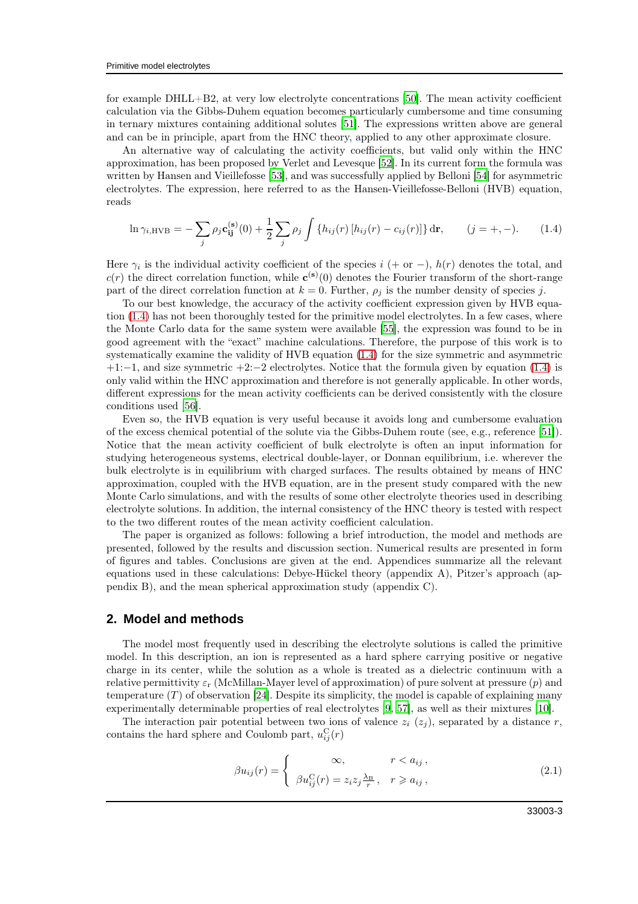for example DHLL+B2, at very low electrolyte concentrations [50]. The mean activity coefficient calculation via the Gibbs-Duhem equation becomes particularly cumbersome and time consuming in ternary mixtures containing additional solutes [51]. The expressions written above are general and can be in principle, apart from the HNC theory, applied to any other approximate closure.

An alternative way of calculating the activity coefficients, but valid only within the HNC approximation, has been proposed by Verlet and Levesque [52]. In its current form the formula was written by Hansen and Vieillefosse [53], and was successfully applied by Belloni [54] for asymmetric electrolytes. The expression, here referred to as the Hansen-Vieillefosse-Belloni (HVB) equation, reads

$$\ln \gamma_{i,\mathrm{HVB}} = -\sum_{j} \rho_j \mathbf{c}^{(\mathbf{s})}_{\mathbf{ij}}(0) + \frac{1}{2}\sum_{j} \rho_j \int \left\{ h_{ij}(r)\left[h_{ij}(r) - c_{ij}(r)\right]\right\} \mathrm{d}\mathbf{r}, \qquad (j=+,-). \tag{1.4}$$

Here $\gamma_i$ is the individual activity coefficient of the species $i$ (+ or −), $h(r)$ denotes the total, and $c(r)$ the direct correlation function, while $\mathbf{c}^{(\mathbf{s})}(0)$ denotes the Fourier transform of the short-range part of the direct correlation function at $k = 0$. Further, $\rho_j$ is the number density of species $j$.

To our best knowledge, the accuracy of the activity coefficient expression given by HVB equation (1.4) has not been thoroughly tested for the primitive model electrolytes. In a few cases, where the Monte Carlo data for the same system were available [55], the expression was found to be in good agreement with the "exact" machine calculations. Therefore, the purpose of this work is to systematically examine the validity of HVB equation (1.4) for the size symmetric and asymmetric +1:−1, and size symmetric +2:−2 electrolytes. Notice that the formula given by equation (1.4) is only valid within the HNC approximation and therefore is not generally applicable. In other words, different expressions for the mean activity coefficients can be derived consistently with the closure conditions used [56].

Even so, the HVB equation is very useful because it avoids long and cumbersome evaluation of the excess chemical potential of the solute via the Gibbs-Duhem route (see, e.g., reference [51]). Notice that the mean activity coefficient of bulk electrolyte is often an input information for studying heterogeneous systems, electrical double-layer, or Donnan equilibrium, i.e. wherever the bulk electrolyte is in equilibrium with charged surfaces. The results obtained by means of HNC approximation, coupled with the HVB equation, are in the present study compared with the new Monte Carlo simulations, and with the results of some other electrolyte theories used in describing electrolyte solutions. In addition, the internal consistency of the HNC theory is tested with respect to the two different routes of the mean activity coefficient calculation.

The paper is organized as follows: following a brief introduction, the model and methods are presented, followed by the results and discussion section. Numerical results are presented in form of figures and tables. Conclusions are given at the end. Appendices summarize all the relevant equations used in these calculations: Debye-Hückel theory (appendix A), Pitzer's approach (appendix B), and the mean spherical approximation study (appendix C).

## 2. Model and methods

The model most frequently used in describing the electrolyte solutions is called the primitive model. In this description, an ion is represented as a hard sphere carrying positive or negative charge in its center, while the solution as a whole is treated as a dielectric continuum with a relative permittivity $\varepsilon_{\mathrm{r}}$ (McMillan-Mayer level of approximation) of pure solvent at pressure ($p$) and temperature ($T$) of observation [24]. Despite its simplicity, the model is capable of explaining many experimentally determinable properties of real electrolytes [9, 57], as well as their mixtures [10].

The interaction pair potential between two ions of valence $z_i$ ($z_j$), separated by a distance $r$, contains the hard sphere and Coulomb part, $u^{\mathrm{C}}_{ij}(r)$

$$\beta u_{ij}(r) = \begin{cases} \infty, & r < a_{ij}\,, \\ \beta u^{\mathrm{C}}_{ij}(r) = z_i z_j \frac{\lambda_{\mathrm{B}}}{r}\,, & r \geqslant a_{ij}\,, \end{cases} \tag{2.1}$$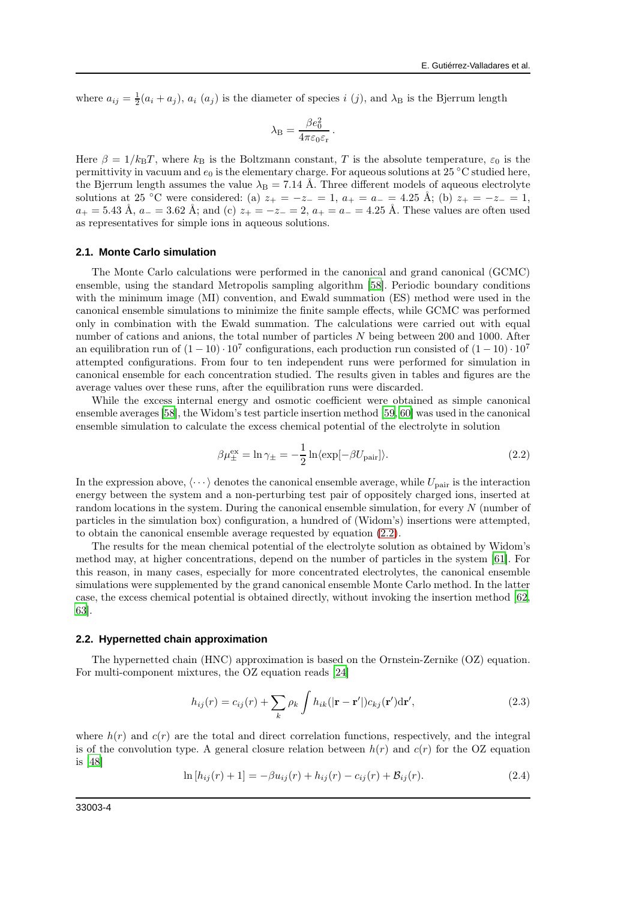where $a_{ij} = \frac{1}{2}(a_i + a_j)$, $a_i$ ($a_j$) is the diameter of species $i$ ($j$), and $\lambda_{\mathrm{B}}$ is the Bjerrum length

$$\lambda_{\mathrm{B}} = \frac{\beta e_0^2}{4\pi\varepsilon_0\varepsilon_{\mathrm{r}}}\,.$$

Here $\beta = 1/k_{\mathrm{B}}T$, where $k_{\mathrm{B}}$ is the Boltzmann constant, $T$ is the absolute temperature, $\varepsilon_0$ is the permittivity in vacuum and $e_0$ is the elementary charge. For aqueous solutions at 25 °C studied here, the Bjerrum length assumes the value $\lambda_{\mathrm{B}} = 7.14$ Å. Three different models of aqueous electrolyte solutions at 25 °C were considered: (a) $z_+ = -z_- = 1$, $a_+ = a_- = 4.25$ Å; (b) $z_+ = -z_- = 1$, $a_+ = 5.43$ Å, $a_- = 3.62$ Å; and (c) $z_+ = -z_- = 2$, $a_+ = a_- = 4.25$ Å. These values are often used as representatives for simple ions in aqueous solutions.

### 2.1. Monte Carlo simulation

The Monte Carlo calculations were performed in the canonical and grand canonical (GCMC) ensemble, using the standard Metropolis sampling algorithm [58]. Periodic boundary conditions with the minimum image (MI) convention, and Ewald summation (ES) method were used in the canonical ensemble simulations to minimize the finite sample effects, while GCMC was performed only in combination with the Ewald summation. The calculations were carried out with equal number of cations and anions, the total number of particles $N$ being between 200 and 1000. After an equilibration run of $(1-10)\cdot 10^7$ configurations, each production run consisted of $(1-10)\cdot 10^7$ attempted configurations. From four to ten independent runs were performed for simulation in canonical ensemble for each concentration studied. The results given in tables and figures are the average values over these runs, after the equilibration runs were discarded.

While the excess internal energy and osmotic coefficient were obtained as simple canonical ensemble averages [58], the Widom's test particle insertion method [59, 60] was used in the canonical ensemble simulation to calculate the excess chemical potential of the electrolyte in solution

$$\beta\mu_{\pm}^{\mathrm{ex}} = \ln\gamma_{\pm} = -\frac{1}{2}\ln\langle\exp[-\beta U_{\mathrm{pair}}]\rangle. \tag{2.2}$$

In the expression above, $\langle\cdots\rangle$ denotes the canonical ensemble average, while $U_{\mathrm{pair}}$ is the interaction energy between the system and a non-perturbing test pair of oppositely charged ions, inserted at random locations in the system. During the canonical ensemble simulation, for every $N$ (number of particles in the simulation box) configuration, a hundred of (Widom's) insertions were attempted, to obtain the canonical ensemble average requested by equation (2.2).

The results for the mean chemical potential of the electrolyte solution as obtained by Widom's method may, at higher concentrations, depend on the number of particles in the system [61]. For this reason, in many cases, especially for more concentrated electrolytes, the canonical ensemble simulations were supplemented by the grand canonical ensemble Monte Carlo method. In the latter case, the excess chemical potential is obtained directly, without invoking the insertion method [62, 63].

### 2.2. Hypernetted chain approximation

The hypernetted chain (HNC) approximation is based on the Ornstein-Zernike (OZ) equation. For multi-component mixtures, the OZ equation reads [24]

$$h_{ij}(r) = c_{ij}(r) + \sum_k \rho_k \int h_{ik}(|\mathbf{r}-\mathbf{r}'|)c_{kj}(\mathbf{r}')\mathrm{d}\mathbf{r}', \tag{2.3}$$

where $h(r)$ and $c(r)$ are the total and direct correlation functions, respectively, and the integral is of the convolution type. A general closure relation between $h(r)$ and $c(r)$ for the OZ equation is [48]

$$\ln[h_{ij}(r)+1] = -\beta u_{ij}(r) + h_{ij}(r) - c_{ij}(r) + \mathcal{B}_{ij}(r). \tag{2.4}$$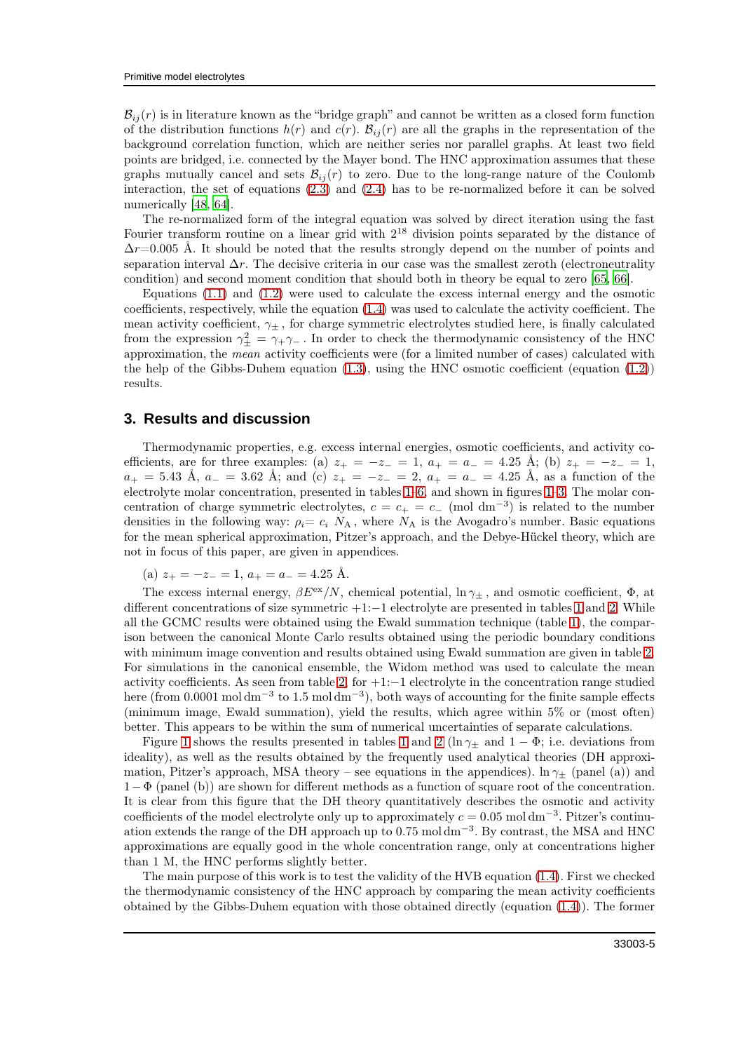$\mathcal{B}_{ij}(r)$ is in literature known as the "bridge graph" and cannot be written as a closed form function of the distribution functions $h(r)$ and $c(r)$. $\mathcal{B}_{ij}(r)$ are all the graphs in the representation of the background correlation function, which are neither series nor parallel graphs. At least two field points are bridged, i.e. connected by the Mayer bond. The HNC approximation assumes that these graphs mutually cancel and sets $\mathcal{B}_{ij}(r)$ to zero. Due to the long-range nature of the Coulomb interaction, the set of equations (2.3) and (2.4) has to be re-normalized before it can be solved numerically [48, 64].

The re-normalized form of the integral equation was solved by direct iteration using the fast Fourier transform routine on a linear grid with $2^{18}$ division points separated by the distance of $\Delta r$=0.005 Å. It should be noted that the results strongly depend on the number of points and separation interval $\Delta r$. The decisive criteria in our case was the smallest zeroth (electroneutrality condition) and second moment condition that should both in theory be equal to zero [65, 66].

Equations (1.1) and (1.2) were used to calculate the excess internal energy and the osmotic coefficients, respectively, while the equation (1.4) was used to calculate the activity coefficient. The mean activity coefficient, $\gamma_\pm$, for charge symmetric electrolytes studied here, is finally calculated from the expression $\gamma_\pm^2 = \gamma_+\gamma_-$. In order to check the thermodynamic consistency of the HNC approximation, the *mean* activity coefficients were (for a limited number of cases) calculated with the help of the Gibbs-Duhem equation (1.3), using the HNC osmotic coefficient (equation (1.2)) results.

## 3. Results and discussion

Thermodynamic properties, e.g. excess internal energies, osmotic coefficients, and activity coefficients, are for three examples: (a) $z_+ = -z_- = 1$, $a_+ = a_- = 4.25$ Å; (b) $z_+ = -z_- = 1$, $a_+ = 5.43$ Å, $a_- = 3.62$ Å; and (c) $z_+ = -z_- = 2$, $a_+ = a_- = 4.25$ Å, as a function of the electrolyte molar concentration, presented in tables 1–6, and shown in figures 1–3. The molar concentration of charge symmetric electrolytes, $c = c_+ = c_-$ (mol dm$^{-3}$) is related to the number densities in the following way: $\rho_i = c_i\, N_\mathrm{A}$, where $N_\mathrm{A}$ is the Avogadro's number. Basic equations for the mean spherical approximation, Pitzer's approach, and the Debye-Hückel theory, which are not in focus of this paper, are given in appendices.

(a) $z_+ = -z_- = 1$, $a_+ = a_- = 4.25$ Å.

The excess internal energy, $\beta E^{\mathrm{ex}}/N$, chemical potential, $\ln\gamma_\pm$, and osmotic coefficient, $\Phi$, at different concentrations of size symmetric $+1$:$-1$ electrolyte are presented in tables 1 and 2. While all the GCMC results were obtained using the Ewald summation technique (table 1), the comparison between the canonical Monte Carlo results obtained using the periodic boundary conditions with minimum image convention and results obtained using Ewald summation are given in table 2. For simulations in the canonical ensemble, the Widom method was used to calculate the mean activity coefficients. As seen from table 2, for $+1$:$-1$ electrolyte in the concentration range studied here (from 0.0001 mol dm$^{-3}$ to 1.5 mol dm$^{-3}$), both ways of accounting for the finite sample effects (minimum image, Ewald summation), yield the results, which agree within 5% or (most often) better. This appears to be within the sum of numerical uncertainties of separate calculations.

Figure 1 shows the results presented in tables 1 and 2 ($\ln\gamma_\pm$ and $1-\Phi$; i.e. deviations from ideality), as well as the results obtained by the frequently used analytical theories (DH approximation, Pitzer's approach, MSA theory – see equations in the appendices). $\ln\gamma_\pm$ (panel (a)) and $1-\Phi$ (panel (b)) are shown for different methods as a function of square root of the concentration. It is clear from this figure that the DH theory quantitatively describes the osmotic and activity coefficients of the model electrolyte only up to approximately $c = 0.05$ mol dm$^{-3}$. Pitzer's continuation extends the range of the DH approach up to 0.75 mol dm$^{-3}$. By contrast, the MSA and HNC approximations are equally good in the whole concentration range, only at concentrations higher than 1 M, the HNC performs slightly better.

The main purpose of this work is to test the validity of the HVB equation (1.4). First we checked the thermodynamic consistency of the HNC approach by comparing the mean activity coefficients obtained by the Gibbs-Duhem equation with those obtained directly (equation (1.4)). The former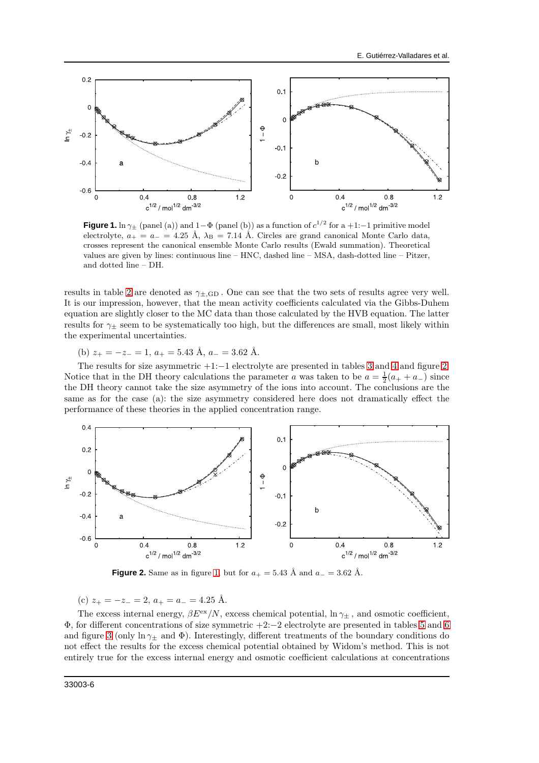**Figure 1.** $\ln\gamma_\pm$ (panel (a)) and $1-\Phi$ (panel (b)) as a function of $c^{1/2}$ for a +1:−1 primitive model electrolyte, $a_+ = a_- = 4.25$ Å, $\lambda_\mathrm{B} = 7.14$ Å. Circles are grand canonical Monte Carlo data, crosses represent the canonical ensemble Monte Carlo results (Ewald summation). Theoretical values are given by lines: continuous line – HNC, dashed line – MSA, dash-dotted line – Pitzer, and dotted line – DH.

results in table 2 are denoted as $\gamma_{\pm,\mathrm{GD}}$. One can see that the two sets of results agree very well. It is our impression, however, that the mean activity coefficients calculated via the Gibbs-Duhem equation are slightly closer to the MC data than those calculated by the HVB equation. The latter results for $\gamma_\pm$ seem to be systematically too high, but the differences are small, most likely within the experimental uncertainties.

(b) $z_+ = -z_- = 1$, $a_+ = 5.43$ Å, $a_- = 3.62$ Å.

The results for size asymmetric +1:−1 electrolyte are presented in tables 3 and 4 and figure 2. Notice that in the DH theory calculations the parameter $a$ was taken to be $a = \frac{1}{2}(a_+ + a_-)$ since the DH theory cannot take the size asymmetry of the ions into account. The conclusions are the same as for the case (a): the size asymmetry considered here does not dramatically effect the performance of these theories in the applied concentration range.

**Figure 2.** Same as in figure 1, but for $a_+ = 5.43$ Å and $a_- = 3.62$ Å.

(c) $z_+ = -z_- = 2$, $a_+ = a_- = 4.25$ Å.

The excess internal energy, $\beta E^{\mathrm{ex}}/N$, excess chemical potential, $\ln\gamma_\pm$, and osmotic coefficient, $\Phi$, for different concentrations of size symmetric +2:−2 electrolyte are presented in tables 5 and 6 and figure 3 (only $\ln\gamma_\pm$ and $\Phi$). Interestingly, different treatments of the boundary conditions do not effect the results for the excess chemical potential obtained by Widom's method. This is not entirely true for the excess internal energy and osmotic coefficient calculations at concentrations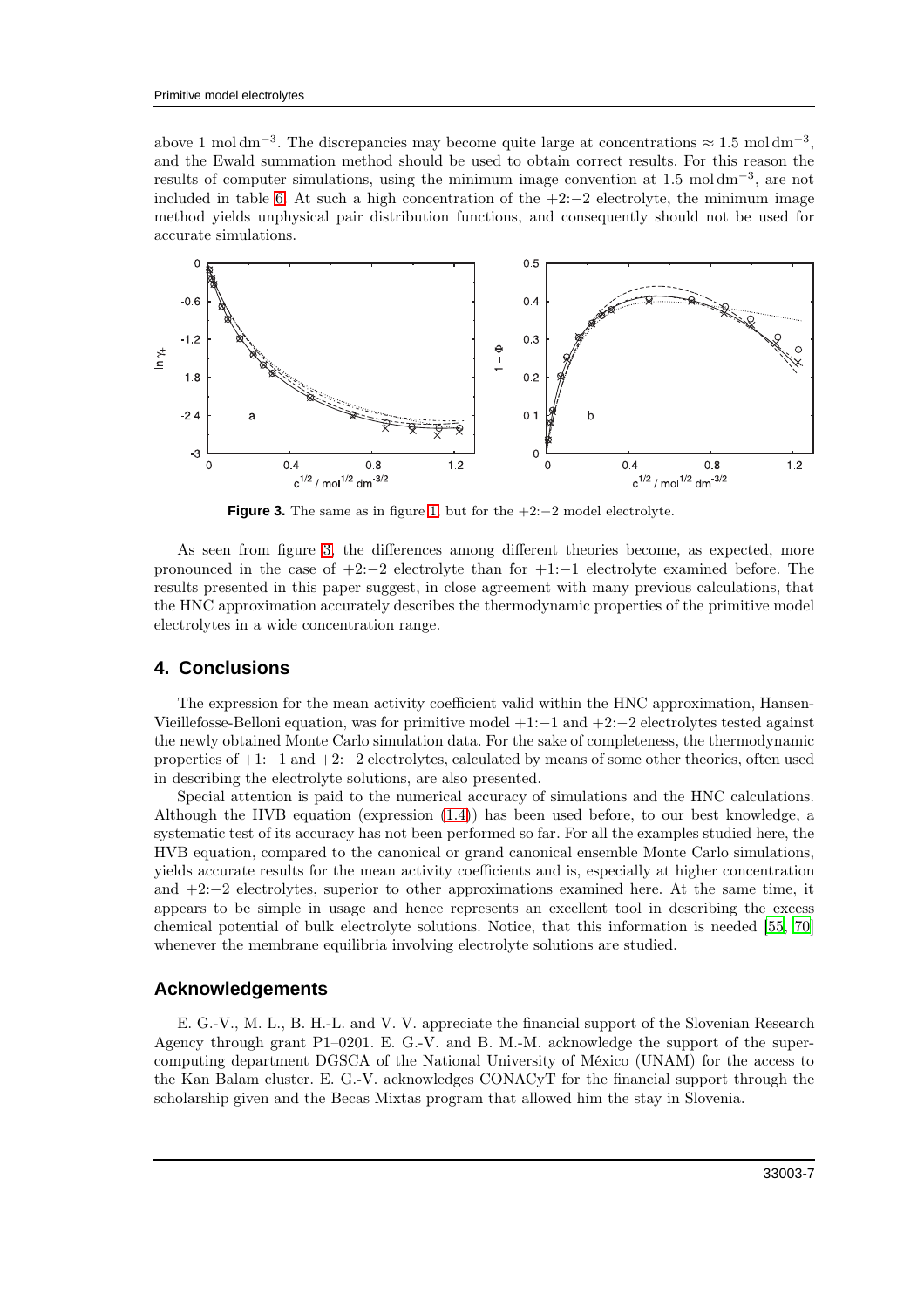above 1 mol dm$^{-3}$. The discrepancies may become quite large at concentrations $\approx 1.5$ mol dm$^{-3}$, and the Ewald summation method should be used to obtain correct results. For this reason the results of computer simulations, using the minimum image convention at 1.5 mol dm$^{-3}$, are not included in table 6. At such a high concentration of the $+2{:}-2$ electrolyte, the minimum image method yields unphysical pair distribution functions, and consequently should not be used for accurate simulations.

**Figure 3.** The same as in figure 1, but for the $+2{:}-2$ model electrolyte.

As seen from figure 3, the differences among different theories become, as expected, more pronounced in the case of $+2{:}-2$ electrolyte than for $+1{:}-1$ electrolyte examined before. The results presented in this paper suggest, in close agreement with many previous calculations, that the HNC approximation accurately describes the thermodynamic properties of the primitive model electrolytes in a wide concentration range.

## 4. Conclusions

The expression for the mean activity coefficient valid within the HNC approximation, Hansen-Vieillefosse-Belloni equation, was for primitive model $+1{:}-1$ and $+2{:}-2$ electrolytes tested against the newly obtained Monte Carlo simulation data. For the sake of completeness, the thermodynamic properties of $+1{:}-1$ and $+2{:}-2$ electrolytes, calculated by means of some other theories, often used in describing the electrolyte solutions, are also presented.

Special attention is paid to the numerical accuracy of simulations and the HNC calculations. Although the HVB equation (expression (1.4)) has been used before, to our best knowledge, a systematic test of its accuracy has not been performed so far. For all the examples studied here, the HVB equation, compared to the canonical or grand canonical ensemble Monte Carlo simulations, yields accurate results for the mean activity coefficients and is, especially at higher concentration and $+2{:}-2$ electrolytes, superior to other approximations examined here. At the same time, it appears to be simple in usage and hence represents an excellent tool in describing the excess chemical potential of bulk electrolyte solutions. Notice, that this information is needed [55, 70] whenever the membrane equilibria involving electrolyte solutions are studied.

## Acknowledgements

E. G.-V., M. L., B. H.-L. and V. V. appreciate the financial support of the Slovenian Research Agency through grant P1–0201. E. G.-V. and B. M.-M. acknowledge the support of the supercomputing department DGSCA of the National University of México (UNAM) for the access to the Kan Balam cluster. E. G.-V. acknowledges CONACyT for the financial support through the scholarship given and the Becas Mixtas program that allowed him the stay in Slovenia.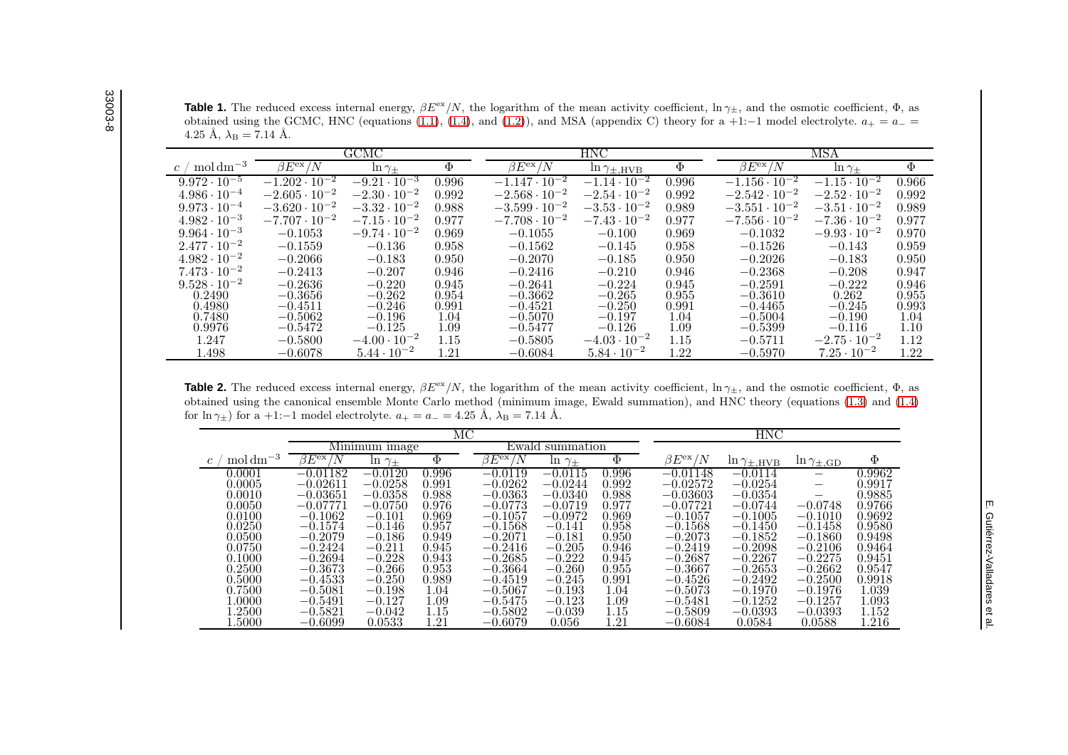**Table 1.** The reduced excess internal energy, $\beta E^{\mathrm{ex}}/N$, the logarithm of the mean activity coefficient, $\ln\gamma_{\pm}$, and the osmotic coefficient, $\Phi$, as obtained using the GCMC, HNC (equations (1.1), (1.4), and (1.2)), and MSA (appendix C) theory for a +1:−1 model electrolyte. $a_+ = a_- = 4.25$ Å, $\lambda_{\mathrm{B}} = 7.14$ Å.

| | GCMC | | | HNC | | | MSA | | |
|---|---|---|---|---|---|---|---|---|---|
| $c$ / mol dm$^{-3}$ | $\beta E^{\mathrm{ex}}/N$ | $\ln\gamma_{\pm}$ | $\Phi$ | $\beta E^{\mathrm{ex}}/N$ | $\ln\gamma_{\pm,\mathrm{HVB}}$ | $\Phi$ | $\beta E^{\mathrm{ex}}/N$ | $\ln\gamma_{\pm}$ | $\Phi$ |
| $9.972\cdot10^{-5}$ | $-1.202\cdot10^{-2}$ | $-9.21\cdot10^{-3}$ | 0.996 | $-1.147\cdot10^{-2}$ | $-1.14\cdot10^{-2}$ | 0.996 | $-1.156\cdot10^{-2}$ | $-1.15\cdot10^{-2}$ | 0.966 |
| $4.986\cdot10^{-4}$ | $-2.605\cdot10^{-2}$ | $-2.30\cdot10^{-2}$ | 0.992 | $-2.568\cdot10^{-2}$ | $-2.54\cdot10^{-2}$ | 0.992 | $-2.542\cdot10^{-2}$ | $-2.52\cdot10^{-2}$ | 0.992 |
| $9.973\cdot10^{-4}$ | $-3.620\cdot10^{-2}$ | $-3.32\cdot10^{-2}$ | 0.988 | $-3.599\cdot10^{-2}$ | $-3.53\cdot10^{-2}$ | 0.989 | $-3.551\cdot10^{-2}$ | $-3.51\cdot10^{-2}$ | 0.989 |
| $4.982\cdot10^{-3}$ | $-7.707\cdot10^{-2}$ | $-7.15\cdot10^{-2}$ | 0.977 | $-7.708\cdot10^{-2}$ | $-7.43\cdot10^{-2}$ | 0.977 | $-7.556\cdot10^{-2}$ | $-7.36\cdot10^{-2}$ | 0.977 |
| $9.964\cdot10^{-3}$ | $-0.1053$ | $-9.74\cdot10^{-2}$ | 0.969 | $-0.1055$ | $-0.100$ | 0.969 | $-0.1032$ | $-9.93\cdot10^{-2}$ | 0.970 |
| $2.477\cdot10^{-2}$ | $-0.1559$ | $-0.136$ | 0.958 | $-0.1562$ | $-0.145$ | 0.958 | $-0.1526$ | $-0.143$ | 0.959 |
| $4.982\cdot10^{-2}$ | $-0.2066$ | $-0.183$ | 0.950 | $-0.2070$ | $-0.185$ | 0.950 | $-0.2026$ | $-0.183$ | 0.950 |
| $7.473\cdot10^{-2}$ | $-0.2413$ | $-0.207$ | 0.946 | $-0.2416$ | $-0.210$ | 0.946 | $-0.2368$ | $-0.208$ | 0.947 |
| $9.528\cdot10^{-2}$ | $-0.2636$ | $-0.220$ | 0.945 | $-0.2641$ | $-0.224$ | 0.945 | $-0.2591$ | $-0.222$ | 0.946 |
| 0.2490 | $-0.3656$ | $-0.262$ | 0.954 | $-0.3662$ | $-0.265$ | 0.955 | $-0.3610$ | 0.262 | 0.955 |
| 0.4980 | $-0.4511$ | $-0.246$ | 0.991 | $-0.4521$ | $-0.250$ | 0.991 | $-0.4465$ | $-0.245$ | 0.993 |
| 0.7480 | $-0.5062$ | $-0.196$ | 1.04 | $-0.5070$ | $-0.197$ | 1.04 | $-0.5004$ | $-0.190$ | 1.04 |
| 0.9976 | $-0.5472$ | $-0.125$ | 1.09 | $-0.5477$ | $-0.126$ | 1.09 | $-0.5399$ | $-0.116$ | 1.10 |
| 1.247 | $-0.5800$ | $-4.00\cdot10^{-2}$ | 1.15 | $-0.5805$ | $-4.03\cdot10^{-2}$ | 1.15 | $-0.5711$ | $-2.75\cdot10^{-2}$ | 1.12 |
| 1.498 | $-0.6078$ | $5.44\cdot10^{-2}$ | 1.21 | $-0.6084$ | $5.84\cdot10^{-2}$ | 1.22 | $-0.5970$ | $7.25\cdot10^{-2}$ | 1.22 |

**Table 2.** The reduced excess internal energy, $\beta E^{\mathrm{ex}}/N$, the logarithm of the mean activity coefficient, $\ln\gamma_{\pm}$, and the osmotic coefficient, $\Phi$, as obtained using the canonical ensemble Monte Carlo method (minimum image, Ewald summation), and HNC theory (equations (1.3) and (1.4) for $\ln\gamma_{\pm}$) for a +1:−1 model electrolyte. $a_+ = a_- = 4.25$ Å, $\lambda_{\mathrm{B}} = 7.14$ Å.

| | MC | | | | | | HNC | | | |
|---|---|---|---|---|---|---|---|---|---|---|
| | Minimum image | | | Ewald summation | | | | | | |
| $c$ / mol dm$^{-3}$ | $\beta E^{\mathrm{ex}}/N$ | $\ln\gamma_{\pm}$ | $\Phi$ | $\beta E^{\mathrm{ex}}/N$ | $\ln\gamma_{\pm}$ | $\Phi$ | $\beta E^{\mathrm{ex}}/N$ | $\ln\gamma_{\pm,\mathrm{HVB}}$ | $\ln\gamma_{\pm,\mathrm{GD}}$ | $\Phi$ |
| 0.0001 | $-0.01182$ | $-0.0120$ | 0.996 | $-0.0119$ | $-0.0115$ | 0.996 | $-0.01148$ | $-0.0114$ | – | 0.9962 |
| 0.0005 | $-0.02611$ | $-0.0258$ | 0.991 | $-0.0262$ | $-0.0244$ | 0.992 | $-0.02572$ | $-0.0254$ | – | 0.9917 |
| 0.0010 | $-0.03651$ | $-0.0358$ | 0.988 | $-0.0363$ | $-0.0340$ | 0.988 | $-0.03603$ | $-0.0354$ | – | 0.9885 |
| 0.0050 | $-0.07771$ | $-0.0750$ | 0.976 | $-0.0773$ | $-0.0719$ | 0.977 | $-0.07721$ | $-0.0744$ | $-0.0748$ | 0.9766 |
| 0.0100 | $-0.1062$ | $-0.101$ | 0.969 | $-0.1057$ | $-0.0972$ | 0.969 | $-0.1057$ | $-0.1005$ | $-0.1010$ | 0.9692 |
| 0.0250 | $-0.1574$ | $-0.146$ | 0.957 | $-0.1568$ | $-0.141$ | 0.958 | $-0.1568$ | $-0.1450$ | $-0.1458$ | 0.9580 |
| 0.0500 | $-0.2079$ | $-0.186$ | 0.949 | $-0.2071$ | $-0.181$ | 0.950 | $-0.2073$ | $-0.1852$ | $-0.1860$ | 0.9498 |
| 0.0750 | $-0.2424$ | $-0.211$ | 0.945 | $-0.2416$ | $-0.205$ | 0.946 | $-0.2419$ | $-0.2098$ | $-0.2106$ | 0.9464 |
| 0.1000 | $-0.2694$ | $-0.228$ | 0.943 | $-0.2685$ | $-0.222$ | 0.945 | $-0.2687$ | $-0.2267$ | $-0.2275$ | 0.9451 |
| 0.2500 | $-0.3673$ | $-0.266$ | 0.953 | $-0.3664$ | $-0.260$ | 0.955 | $-0.3667$ | $-0.2653$ | $-0.2662$ | 0.9547 |
| 0.5000 | $-0.4533$ | $-0.250$ | 0.989 | $-0.4519$ | $-0.245$ | 0.991 | $-0.4526$ | $-0.2492$ | $-0.2500$ | 0.9918 |
| 0.7500 | $-0.5081$ | $-0.198$ | 1.04 | $-0.5067$ | $-0.193$ | 1.04 | $-0.5073$ | $-0.1970$ | $-0.1976$ | 1.039 |
| 1.0000 | $-0.5491$ | $-0.127$ | 1.09 | $-0.5475$ | $-0.123$ | 1.09 | $-0.5481$ | $-0.1252$ | $-0.1257$ | 1.093 |
| 1.2500 | $-0.5821$ | $-0.042$ | 1.15 | $-0.5802$ | $-0.039$ | 1.15 | $-0.5809$ | $-0.0393$ | $-0.0393$ | 1.152 |
| 1.5000 | $-0.6099$ | 0.0533 | 1.21 | $-0.6079$ | 0.056 | 1.21 | $-0.6084$ | 0.0584 | 0.0588 | 1.216 |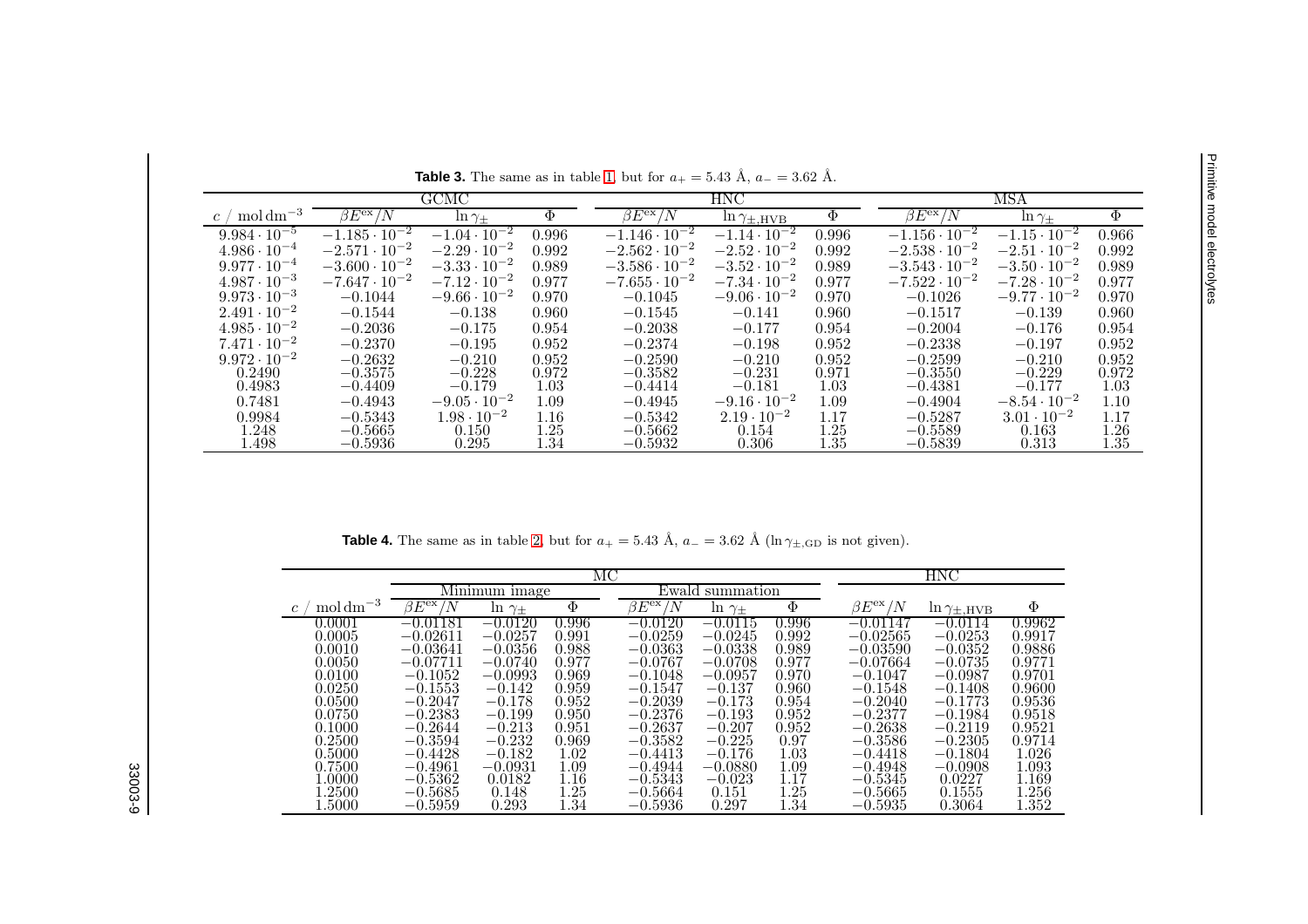**Table 3.** The same as in table 1, but for $a_+ = 5.43$ Å, $a_- = 3.62$ Å.

| | GCMC | | | HNC | | | MSA | | |
|---|---|---|---|---|---|---|---|---|---|
| $c$ / $\mathrm{mol\,dm^{-3}}$ | $\beta E^{\mathrm{ex}}/N$ | $\ln\gamma_\pm$ | $\Phi$ | $\beta E^{\mathrm{ex}}/N$ | $\ln\gamma_{\pm,\mathrm{HVB}}$ | $\Phi$ | $\beta E^{\mathrm{ex}}/N$ | $\ln\gamma_\pm$ | $\Phi$ |
| $9.984\cdot10^{-5}$ | $-1.185\cdot10^{-2}$ | $-1.04\cdot10^{-2}$ | 0.996 | $-1.146\cdot10^{-2}$ | $-1.14\cdot10^{-2}$ | 0.996 | $-1.156\cdot10^{-2}$ | $-1.15\cdot10^{-2}$ | 0.966 |
| $4.986\cdot10^{-4}$ | $-2.571\cdot10^{-2}$ | $-2.29\cdot10^{-2}$ | 0.992 | $-2.562\cdot10^{-2}$ | $-2.52\cdot10^{-2}$ | 0.992 | $-2.538\cdot10^{-2}$ | $-2.51\cdot10^{-2}$ | 0.992 |
| $9.977\cdot10^{-4}$ | $-3.600\cdot10^{-2}$ | $-3.33\cdot10^{-2}$ | 0.989 | $-3.586\cdot10^{-2}$ | $-3.52\cdot10^{-2}$ | 0.989 | $-3.543\cdot10^{-2}$ | $-3.50\cdot10^{-2}$ | 0.989 |
| $4.987\cdot10^{-3}$ | $-7.647\cdot10^{-2}$ | $-7.12\cdot10^{-2}$ | 0.977 | $-7.655\cdot10^{-2}$ | $-7.34\cdot10^{-2}$ | 0.977 | $-7.522\cdot10^{-2}$ | $-7.28\cdot10^{-2}$ | 0.977 |
| $9.973\cdot10^{-3}$ | $-0.1044$ | $-9.66\cdot10^{-2}$ | 0.970 | $-0.1045$ | $-9.06\cdot10^{-2}$ | 0.970 | $-0.1026$ | $-9.77\cdot10^{-2}$ | 0.970 |
| $2.491\cdot10^{-2}$ | $-0.1544$ | $-0.138$ | 0.960 | $-0.1545$ | $-0.141$ | 0.960 | $-0.1517$ | $-0.139$ | 0.960 |
| $4.985\cdot10^{-2}$ | $-0.2036$ | $-0.175$ | 0.954 | $-0.2038$ | $-0.177$ | 0.954 | $-0.2004$ | $-0.176$ | 0.954 |
| $7.471\cdot10^{-2}$ | $-0.2370$ | $-0.195$ | 0.952 | $-0.2374$ | $-0.198$ | 0.952 | $-0.2338$ | $-0.197$ | 0.952 |
| $9.972\cdot10^{-2}$ | $-0.2632$ | $-0.210$ | 0.952 | $-0.2590$ | $-0.210$ | 0.952 | $-0.2599$ | $-0.210$ | 0.952 |
| 0.2490 | $-0.3575$ | $-0.228$ | 0.972 | $-0.3582$ | $-0.231$ | 0.971 | $-0.3550$ | $-0.229$ | 0.972 |
| 0.4983 | $-0.4409$ | $-0.179$ | 1.03 | $-0.4414$ | $-0.181$ | 1.03 | $-0.4381$ | $-0.177$ | 1.03 |
| 0.7481 | $-0.4943$ | $-9.05\cdot10^{-2}$ | 1.09 | $-0.4945$ | $-9.16\cdot10^{-2}$ | 1.09 | $-0.4904$ | $-8.54\cdot10^{-2}$ | 1.10 |
| 0.9984 | $-0.5343$ | $1.98\cdot10^{-2}$ | 1.16 | $-0.5342$ | $2.19\cdot10^{-2}$ | 1.17 | $-0.5287$ | $3.01\cdot10^{-2}$ | 1.17 |
| 1.248 | $-0.5665$ | 0.150 | 1.25 | $-0.5662$ | 0.154 | 1.25 | $-0.5589$ | 0.163 | 1.26 |
| 1.498 | $-0.5936$ | 0.295 | 1.34 | $-0.5932$ | 0.306 | 1.35 | $-0.5839$ | 0.313 | 1.35 |

**Table 4.** The same as in table 2, but for $a_+ = 5.43$ Å, $a_- = 3.62$ Å ($\ln\gamma_{\pm,\mathrm{GD}}$ is not given).

| | MC | | | | | | HNC | | |
|---|---|---|---|---|---|---|---|---|---|
| | Minimum image | | | Ewald summation | | | | | |
| $c$ / $\mathrm{mol\,dm^{-3}}$ | $\beta E^{\mathrm{ex}}/N$ | $\ln\gamma_\pm$ | $\Phi$ | $\beta E^{\mathrm{ex}}/N$ | $\ln\gamma_\pm$ | $\Phi$ | $\beta E^{\mathrm{ex}}/N$ | $\ln\gamma_{\pm,\mathrm{HVB}}$ | $\Phi$ |
| 0.0001 | $-0.01181$ | $-0.0120$ | 0.996 | $-0.0120$ | $-0.0115$ | 0.996 | $-0.01147$ | $-0.0114$ | 0.9962 |
| 0.0005 | $-0.02611$ | $-0.0257$ | 0.991 | $-0.0259$ | $-0.0245$ | 0.992 | $-0.02565$ | $-0.0253$ | 0.9917 |
| 0.0010 | $-0.03641$ | $-0.0356$ | 0.988 | $-0.0363$ | $-0.0338$ | 0.989 | $-0.03590$ | $-0.0352$ | 0.9886 |
| 0.0050 | $-0.07711$ | $-0.0740$ | 0.977 | $-0.0767$ | $-0.0708$ | 0.977 | $-0.07664$ | $-0.0735$ | 0.9771 |
| 0.0100 | $-0.1052$ | $-0.0993$ | 0.969 | $-0.1048$ | $-0.0957$ | 0.970 | $-0.1047$ | $-0.0987$ | 0.9701 |
| 0.0250 | $-0.1553$ | $-0.142$ | 0.959 | $-0.1547$ | $-0.137$ | 0.960 | $-0.1548$ | $-0.1408$ | 0.9600 |
| 0.0500 | $-0.2047$ | $-0.178$ | 0.952 | $-0.2039$ | $-0.173$ | 0.954 | $-0.2040$ | $-0.1773$ | 0.9536 |
| 0.0750 | $-0.2383$ | $-0.199$ | 0.950 | $-0.2376$ | $-0.193$ | 0.952 | $-0.2377$ | $-0.1984$ | 0.9518 |
| 0.1000 | $-0.2644$ | $-0.213$ | 0.951 | $-0.2637$ | $-0.207$ | 0.952 | $-0.2638$ | $-0.2119$ | 0.9521 |
| 0.2500 | $-0.3594$ | $-0.232$ | 0.969 | $-0.3582$ | $-0.225$ | 0.97 | $-0.3586$ | $-0.2305$ | 0.9714 |
| 0.5000 | $-0.4428$ | $-0.182$ | 1.02 | $-0.4413$ | $-0.176$ | 1.03 | $-0.4418$ | $-0.1804$ | 1.026 |
| 0.7500 | $-0.4961$ | $-0.0931$ | 1.09 | $-0.4944$ | $-0.0880$ | 1.09 | $-0.4948$ | $-0.0908$ | 1.093 |
| 1.0000 | $-0.5362$ | 0.0182 | 1.16 | $-0.5343$ | $-0.023$ | 1.17 | $-0.5345$ | 0.0227 | 1.169 |
| 1.2500 | $-0.5685$ | 0.148 | 1.25 | $-0.5664$ | 0.151 | 1.25 | $-0.5665$ | 0.1555 | 1.256 |
| 1.5000 | $-0.5959$ | 0.293 | 1.34 | $-0.5936$ | 0.297 | 1.34 | $-0.5935$ | 0.3064 | 1.352 |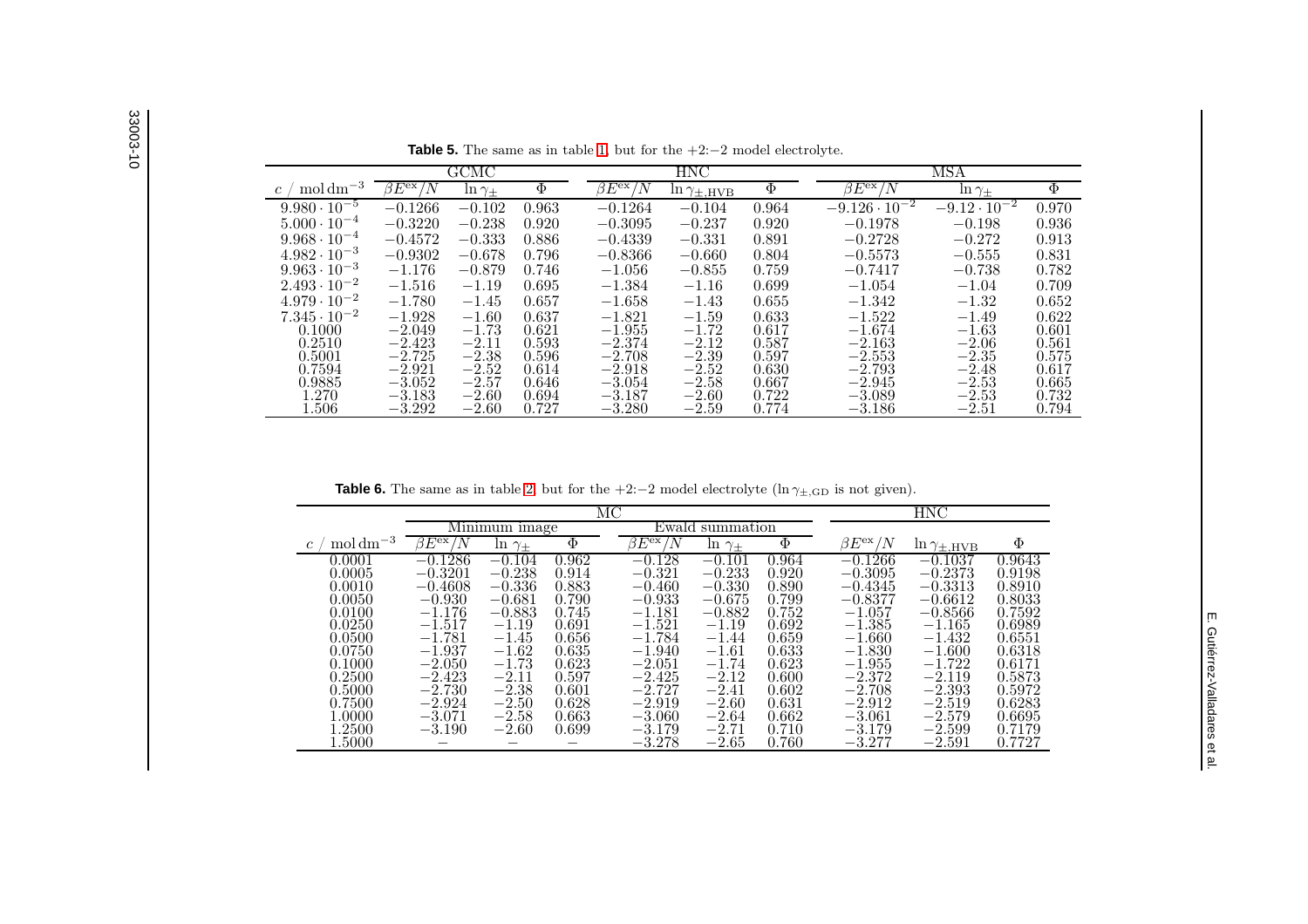**Table 5.** The same as in table 1, but for the +2:−2 model electrolyte.

| | GCMC | | | HNC | | | MSA | | |
|---|---|---|---|---|---|---|---|---|---|
| $c$ / $\mathrm{mol\,dm^{-3}}$ | $\beta E^{\mathrm{ex}}/N$ | $\ln\gamma_{\pm}$ | $\Phi$ | $\beta E^{\mathrm{ex}}/N$ | $\ln\gamma_{\pm,\mathrm{HVB}}$ | $\Phi$ | $\beta E^{\mathrm{ex}}/N$ | $\ln\gamma_{\pm}$ | $\Phi$ |
| $9.980\cdot10^{-5}$ | $-0.1266$ | $-0.102$ | 0.963 | $-0.1264$ | $-0.104$ | 0.964 | $-9.126\cdot10^{-2}$ | $-9.12\cdot10^{-2}$ | 0.970 |
| $5.000\cdot10^{-4}$ | $-0.3220$ | $-0.238$ | 0.920 | $-0.3095$ | $-0.237$ | 0.920 | $-0.1978$ | $-0.198$ | 0.936 |
| $9.968\cdot10^{-4}$ | $-0.4572$ | $-0.333$ | 0.886 | $-0.4339$ | $-0.331$ | 0.891 | $-0.2728$ | $-0.272$ | 0.913 |
| $4.982\cdot10^{-3}$ | $-0.9302$ | $-0.678$ | 0.796 | $-0.8366$ | $-0.660$ | 0.804 | $-0.5573$ | $-0.555$ | 0.831 |
| $9.963\cdot10^{-3}$ | $-1.176$ | $-0.879$ | 0.746 | $-1.056$ | $-0.855$ | 0.759 | $-0.7417$ | $-0.738$ | 0.782 |
| $2.493\cdot10^{-2}$ | $-1.516$ | $-1.19$ | 0.695 | $-1.384$ | $-1.16$ | 0.699 | $-1.054$ | $-1.04$ | 0.709 |
| $4.979\cdot10^{-2}$ | $-1.780$ | $-1.45$ | 0.657 | $-1.658$ | $-1.43$ | 0.655 | $-1.342$ | $-1.32$ | 0.652 |
| $7.345\cdot10^{-2}$ | $-1.928$ | $-1.60$ | 0.637 | $-1.821$ | $-1.59$ | 0.633 | $-1.522$ | $-1.49$ | 0.622 |
| 0.1000 | $-2.049$ | $-1.73$ | 0.621 | $-1.955$ | $-1.72$ | 0.617 | $-1.674$ | $-1.63$ | 0.601 |
| 0.2510 | $-2.423$ | $-2.11$ | 0.593 | $-2.374$ | $-2.12$ | 0.587 | $-2.163$ | $-2.06$ | 0.561 |
| 0.5001 | $-2.725$ | $-2.38$ | 0.596 | $-2.708$ | $-2.39$ | 0.597 | $-2.553$ | $-2.35$ | 0.575 |
| 0.7594 | $-2.921$ | $-2.52$ | 0.614 | $-2.918$ | $-2.52$ | 0.630 | $-2.793$ | $-2.48$ | 0.617 |
| 0.9885 | $-3.052$ | $-2.57$ | 0.646 | $-3.054$ | $-2.58$ | 0.667 | $-2.945$ | $-2.53$ | 0.665 |
| 1.270 | $-3.183$ | $-2.60$ | 0.694 | $-3.187$ | $-2.60$ | 0.722 | $-3.089$ | $-2.53$ | 0.732 |
| 1.506 | $-3.292$ | $-2.60$ | 0.727 | $-3.280$ | $-2.59$ | 0.774 | $-3.186$ | $-2.51$ | 0.794 |

**Table 6.** The same as in table 2, but for the +2:−2 model electrolyte ($\ln\gamma_{\pm,\mathrm{GD}}$ is not given).

| | MC | | | | | | HNC | | |
|---|---|---|---|---|---|---|---|---|---|
| | Minimum image | | | Ewald summation | | | | | |
| $c$ / $\mathrm{mol\,dm^{-3}}$ | $\beta E^{\mathrm{ex}}/N$ | $\ln\gamma_{\pm}$ | $\Phi$ | $\beta E^{\mathrm{ex}}/N$ | $\ln\gamma_{\pm}$ | $\Phi$ | $\beta E^{\mathrm{ex}}/N$ | $\ln\gamma_{\pm,\mathrm{HVB}}$ | $\Phi$ |
| 0.0001 | $-0.1286$ | $-0.104$ | 0.962 | $-0.128$ | $-0.101$ | 0.964 | $-0.1266$ | $-0.1037$ | 0.9643 |
| 0.0005 | $-0.3201$ | $-0.238$ | 0.914 | $-0.321$ | $-0.233$ | 0.920 | $-0.3095$ | $-0.2373$ | 0.9198 |
| 0.0010 | $-0.4608$ | $-0.336$ | 0.883 | $-0.460$ | $-0.330$ | 0.890 | $-0.4345$ | $-0.3313$ | 0.8910 |
| 0.0050 | $-0.930$ | $-0.681$ | 0.790 | $-0.933$ | $-0.675$ | 0.799 | $-0.8377$ | $-0.6612$ | 0.8033 |
| 0.0100 | $-1.176$ | $-0.883$ | 0.745 | $-1.181$ | $-0.882$ | 0.752 | $-1.057$ | $-0.8566$ | 0.7592 |
| 0.0250 | $-1.517$ | $-1.19$ | 0.691 | $-1.521$ | $-1.19$ | 0.692 | $-1.385$ | $-1.165$ | 0.6989 |
| 0.0500 | $-1.781$ | $-1.45$ | 0.656 | $-1.784$ | $-1.44$ | 0.659 | $-1.660$ | $-1.432$ | 0.6551 |
| 0.0750 | $-1.937$ | $-1.62$ | 0.635 | $-1.940$ | $-1.61$ | 0.633 | $-1.830$ | $-1.600$ | 0.6318 |
| 0.1000 | $-2.050$ | $-1.73$ | 0.623 | $-2.051$ | $-1.74$ | 0.623 | $-1.955$ | $-1.722$ | 0.6171 |
| 0.2500 | $-2.423$ | $-2.11$ | 0.597 | $-2.425$ | $-2.12$ | 0.600 | $-2.372$ | $-2.119$ | 0.5873 |
| 0.5000 | $-2.730$ | $-2.38$ | 0.601 | $-2.727$ | $-2.41$ | 0.602 | $-2.708$ | $-2.393$ | 0.5972 |
| 0.7500 | $-2.924$ | $-2.50$ | 0.628 | $-2.919$ | $-2.60$ | 0.631 | $-2.912$ | $-2.519$ | 0.6283 |
| 1.0000 | $-3.071$ | $-2.58$ | 0.663 | $-3.060$ | $-2.64$ | 0.662 | $-3.061$ | $-2.579$ | 0.6695 |
| 1.2500 | $-3.190$ | $-2.60$ | 0.699 | $-3.179$ | $-2.71$ | 0.710 | $-3.179$ | $-2.599$ | 0.7179 |
| 1.5000 | − | − | − | $-3.278$ | $-2.65$ | 0.760 | $-3.277$ | $-2.591$ | 0.7727 |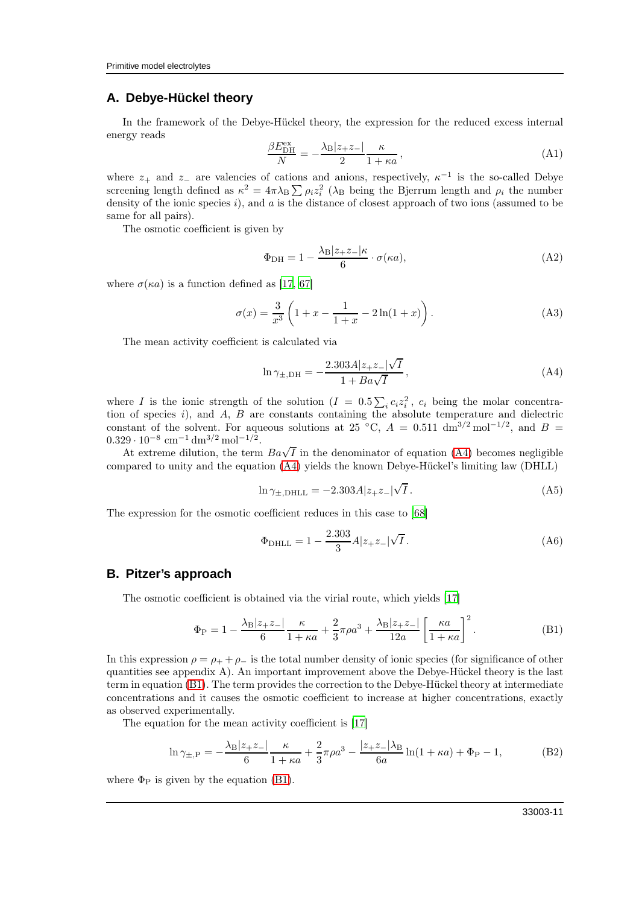## A. Debye-Hückel theory

In the framework of the Debye-Hückel theory, the expression for the reduced excess internal energy reads

$$\frac{\beta E_{\mathrm{DH}}^{\mathrm{ex}}}{N} = -\frac{\lambda_{\mathrm{B}}|z_+z_-|}{2}\frac{\kappa}{1+\kappa a}, \tag{A1}$$

where $z_+$ and $z_-$ are valencies of cations and anions, respectively, $\kappa^{-1}$ is the so-called Debye screening length defined as $\kappa^2 = 4\pi\lambda_{\mathrm{B}}\sum \rho_i z_i^2$ ($\lambda_{\mathrm{B}}$ being the Bjerrum length and $\rho_i$ the number density of the ionic species $i$), and $a$ is the distance of closest approach of two ions (assumed to be same for all pairs).

The osmotic coefficient is given by

$$\Phi_{\mathrm{DH}} = 1 - \frac{\lambda_{\mathrm{B}}|z_+z_-|\kappa}{6}\cdot\sigma(\kappa a), \tag{A2}$$

where $\sigma(\kappa a)$ is a function defined as [17, 67]

$$\sigma(x) = \frac{3}{x^3}\left(1 + x - \frac{1}{1+x} - 2\ln(1+x)\right). \tag{A3}$$

The mean activity coefficient is calculated via

$$\ln\gamma_{\pm,\mathrm{DH}} = -\frac{2.303A|z_+z_-|\sqrt{I}}{1+Ba\sqrt{I}}, \tag{A4}$$

where $I$ is the ionic strength of the solution ($I = 0.5\sum_i c_i z_i^2$, $c_i$ being the molar concentration of species $i$), and $A$, $B$ are constants containing the absolute temperature and dielectric constant of the solvent. For aqueous solutions at 25 °C, $A = 0.511\ \mathrm{dm}^{3/2}\,\mathrm{mol}^{-1/2}$, and $B = 0.329\cdot 10^{-8}\ \mathrm{cm}^{-1}\,\mathrm{dm}^{3/2}\,\mathrm{mol}^{-1/2}$.

At extreme dilution, the term $Ba\sqrt{I}$ in the denominator of equation (A4) becomes negligible compared to unity and the equation (A4) yields the known Debye-Hückel's limiting law (DHLL)

$$\ln\gamma_{\pm,\mathrm{DHLL}} = -2.303A|z_+z_-|\sqrt{I}. \tag{A5}$$

The expression for the osmotic coefficient reduces in this case to [68]

$$\Phi_{\mathrm{DHLL}} = 1 - \frac{2.303}{3}A|z_+z_-|\sqrt{I}. \tag{A6}$$

## B. Pitzer's approach

The osmotic coefficient is obtained via the virial route, which yields [17]

$$\Phi_{\mathrm{P}} = 1 - \frac{\lambda_{\mathrm{B}}|z_+z_-|}{6}\frac{\kappa}{1+\kappa a} + \frac{2}{3}\pi\rho a^3 + \frac{\lambda_{\mathrm{B}}|z_+z_-|}{12a}\left[\frac{\kappa a}{1+\kappa a}\right]^2. \tag{B1}$$

In this expression $\rho = \rho_+ + \rho_-$ is the total number density of ionic species (for significance of other quantities see appendix A). An important improvement above the Debye-Hückel theory is the last term in equation (B1). The term provides the correction to the Debye-Hückel theory at intermediate concentrations and it causes the osmotic coefficient to increase at higher concentrations, exactly as observed experimentally.

The equation for the mean activity coefficient is [17]

$$\ln\gamma_{\pm,\mathrm{P}} = -\frac{\lambda_{\mathrm{B}}|z_+z_-|}{6}\frac{\kappa}{1+\kappa a} + \frac{2}{3}\pi\rho a^3 - \frac{|z_+z_-|\lambda_{\mathrm{B}}}{6a}\ln(1+\kappa a) + \Phi_{\mathrm{P}} - 1, \tag{B2}$$

where $\Phi_{\mathrm{P}}$ is given by the equation (B1).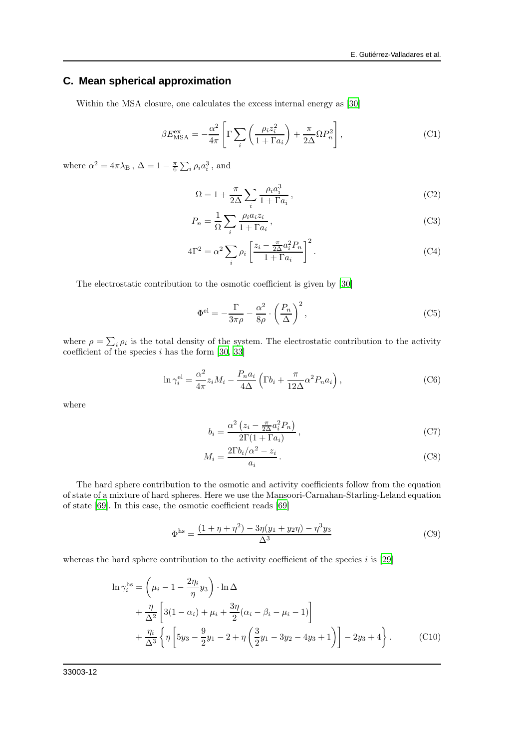## C. Mean spherical approximation

Within the MSA closure, one calculates the excess internal energy as [30]

$$\beta E^{\mathrm{ex}}_{\mathrm{MSA}} = -\frac{\alpha^2}{4\pi}\left[\Gamma \sum_i \left(\frac{\rho_i z_i^2}{1+\Gamma a_i}\right) + \frac{\pi}{2\Delta}\Omega P_n^2\right], \tag{C1}$$

where $\alpha^2 = 4\pi\lambda_{\mathrm{B}}$, $\Delta = 1 - \frac{\pi}{6}\sum_i \rho_i a_i^3$, and

$$\Omega = 1 + \frac{\pi}{2\Delta}\sum_i \frac{\rho_i a_i^3}{1+\Gamma a_i}, \tag{C2}$$

$$P_n = \frac{1}{\Omega}\sum_i \frac{\rho_i a_i z_i}{1+\Gamma a_i}, \tag{C3}$$

$$4\Gamma^2 = \alpha^2 \sum_i \rho_i \left[\frac{z_i - \frac{\pi}{2\Delta}a_i^2 P_n}{1+\Gamma a_i}\right]^2. \tag{C4}$$

The electrostatic contribution to the osmotic coefficient is given by [30]

$$\Phi^{\mathrm{el}} = -\frac{\Gamma}{3\pi\rho} - \frac{\alpha^2}{8\rho}\cdot\left(\frac{P_n}{\Delta}\right)^2, \tag{C5}$$

where $\rho = \sum_i \rho_i$ is the total density of the system. The electrostatic contribution to the activity coefficient of the species $i$ has the form [30, 33]

$$\ln\gamma_i^{\mathrm{el}} = \frac{\alpha^2}{4\pi}z_i M_i - \frac{P_n a_i}{4\Delta}\left(\Gamma b_i + \frac{\pi}{12\Delta}\alpha^2 P_n a_i\right), \tag{C6}$$

where

$$b_i = \frac{\alpha^2\left(z_i - \frac{\pi}{2\Delta}a_i^2 P_n\right)}{2\Gamma(1+\Gamma a_i)}, \tag{C7}$$

$$M_i = \frac{2\Gamma b_i/\alpha^2 - z_i}{a_i}. \tag{C8}$$

The hard sphere contribution to the osmotic and activity coefficients follow from the equation of state of a mixture of hard spheres. Here we use the Mansoori-Carnahan-Starling-Leland equation of state [69]. In this case, the osmotic coefficient reads [69]

$$\Phi^{\mathrm{hs}} = \frac{(1+\eta+\eta^2) - 3\eta(y_1 + y_2\eta) - \eta^3 y_3}{\Delta^3} \tag{C9}$$

whereas the hard sphere contribution to the activity coefficient of the species $i$ is [29]

$$\begin{aligned}
\ln\gamma_i^{\mathrm{hs}} &= \left(\mu_i - 1 - \frac{2\eta_i}{\eta}y_3\right)\cdot\ln\Delta \\
&+ \frac{\eta}{\Delta^2}\left[3(1-\alpha_i) + \mu_i + \frac{3\eta}{2}(\alpha_i - \beta_i - \mu_i - 1)\right] \\
&+ \frac{\eta_i}{\Delta^3}\left\{\eta\left[5y_3 - \frac{9}{2}y_1 - 2 + \eta\left(\frac{3}{2}y_1 - 3y_2 - 4y_3 + 1\right)\right] - 2y_3 + 4\right\}.
\end{aligned} \tag{C10}$$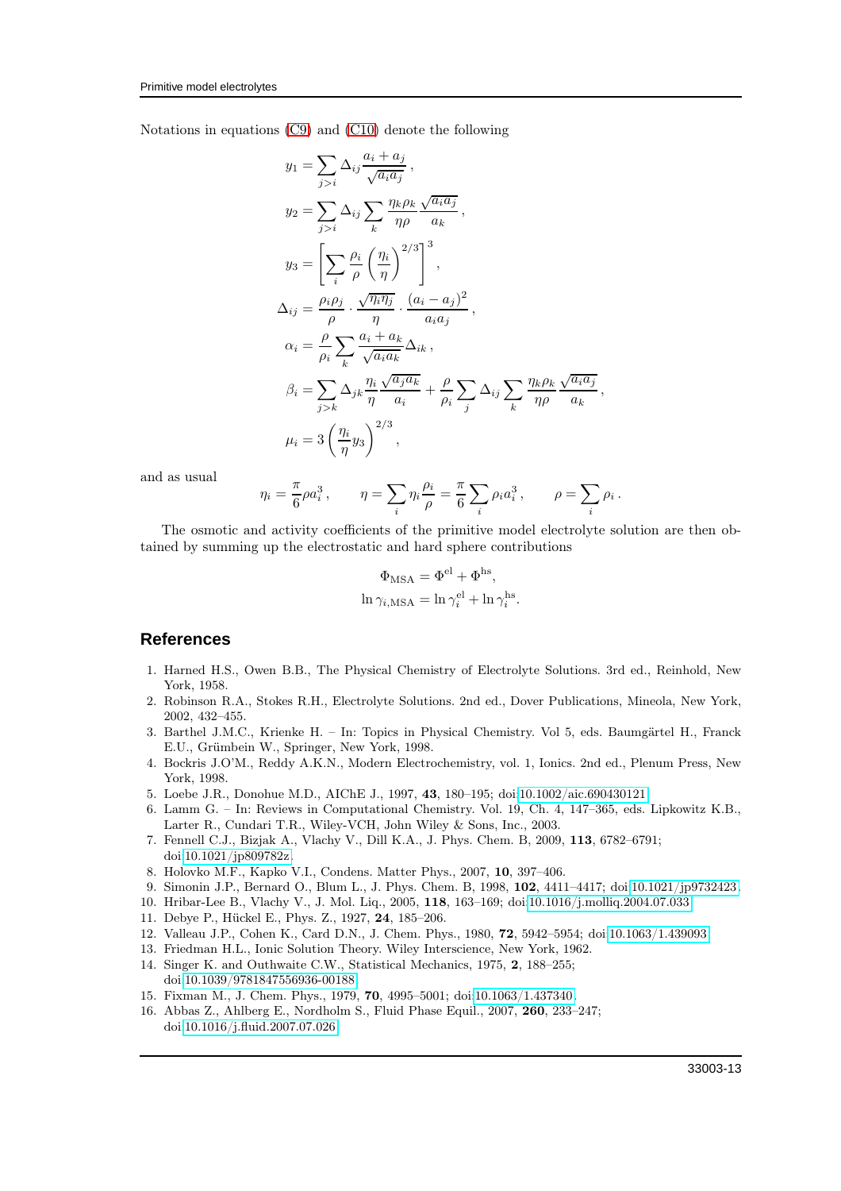Notations in equations (C9) and (C10) denote the following

$$y_1 = \sum_{j>i} \Delta_{ij} \frac{a_i + a_j}{\sqrt{a_i a_j}}\,,$$

$$y_2 = \sum_{j>i} \Delta_{ij} \sum_k \frac{\eta_k \rho_k}{\eta \rho} \frac{\sqrt{a_i a_j}}{a_k}\,,$$

$$y_3 = \left[ \sum_i \frac{\rho_i}{\rho} \left( \frac{\eta_i}{\eta} \right)^{2/3} \right]^3,$$

$$\Delta_{ij} = \frac{\rho_i \rho_j}{\rho} \cdot \frac{\sqrt{\eta_i \eta_j}}{\eta} \cdot \frac{(a_i - a_j)^2}{a_i a_j}\,,$$

$$\alpha_i = \frac{\rho}{\rho_i} \sum_k \frac{a_i + a_k}{\sqrt{a_i a_k}} \Delta_{ik}\,,$$

$$\beta_i = \sum_{j>k} \Delta_{jk} \frac{\eta_i}{\eta} \frac{\sqrt{a_j a_k}}{a_i} + \frac{\rho}{\rho_i} \sum_j \Delta_{ij} \sum_k \frac{\eta_k \rho_k}{\eta \rho} \frac{\sqrt{a_i a_j}}{a_k}\,,$$

$$\mu_i = 3 \left( \frac{\eta_i}{\eta} y_3 \right)^{2/3},$$

and as usual

$$\eta_i = \frac{\pi}{6} \rho a_i^3\,, \qquad \eta = \sum_i \eta_i \frac{\rho_i}{\rho} = \frac{\pi}{6} \sum_i \rho_i a_i^3\,, \qquad \rho = \sum_i \rho_i\,.$$

The osmotic and activity coefficients of the primitive model electrolyte solution are then obtained by summing up the electrostatic and hard sphere contributions

$$\Phi_{\text{MSA}} = \Phi^{\text{el}} + \Phi^{\text{hs}},$$

$$\ln \gamma_{i,\text{MSA}} = \ln \gamma_i^{\text{el}} + \ln \gamma_i^{\text{hs}}.$$

## References

1. Harned H.S., Owen B.B., The Physical Chemistry of Electrolyte Solutions. 3rd ed., Reinhold, New York, 1958.
2. Robinson R.A., Stokes R.H., Electrolyte Solutions. 2nd ed., Dover Publications, Mineola, New York, 2002, 432–455.
3. Barthel J.M.C., Krienke H. – In: Topics in Physical Chemistry. Vol 5, eds. Baumgärtel H., Franck E.U., Grümbein W., Springer, New York, 1998.
4. Bockris J.O'M., Reddy A.K.N., Modern Electrochemistry, vol. 1, Ionics. 2nd ed., Plenum Press, New York, 1998.
5. Loebe J.R., Donohue M.D., AIChE J., 1997, **43**, 180–195; doi:10.1002/aic.690430121.
6. Lamm G. – In: Reviews in Computational Chemistry. Vol. 19, Ch. 4, 147–365, eds. Lipkowitz K.B., Larter R., Cundari T.R., Wiley-VCH, John Wiley & Sons, Inc., 2003.
7. Fennell C.J., Bizjak A., Vlachy V., Dill K.A., J. Phys. Chem. B, 2009, **113**, 6782–6791; doi:10.1021/jp809782z.
8. Holovko M.F., Kapko V.I., Condens. Matter Phys., 2007, **10**, 397–406.
9. Simonin J.P., Bernard O., Blum L., J. Phys. Chem. B, 1998, **102**, 4411–4417; doi:10.1021/jp9732423.
10. Hribar-Lee B., Vlachy V., J. Mol. Liq., 2005, **118**, 163–169; doi:10.1016/j.molliq.2004.07.033.
11. Debye P., Hückel E., Phys. Z., 1927, **24**, 185–206.
12. Valleau J.P., Cohen K., Card D.N., J. Chem. Phys., 1980, **72**, 5942–5954; doi:10.1063/1.439093.
13. Friedman H.L., Ionic Solution Theory. Wiley Interscience, New York, 1962.
14. Singer K. and Outhwaite C.W., Statistical Mechanics, 1975, **2**, 188–255; doi:10.1039/9781847556936-00188.
15. Fixman M., J. Chem. Phys., 1979, **70**, 4995–5001; doi:10.1063/1.437340.
16. Abbas Z., Ahlberg E., Nordholm S., Fluid Phase Equil., 2007, **260**, 233–247; doi:10.1016/j.fluid.2007.07.026.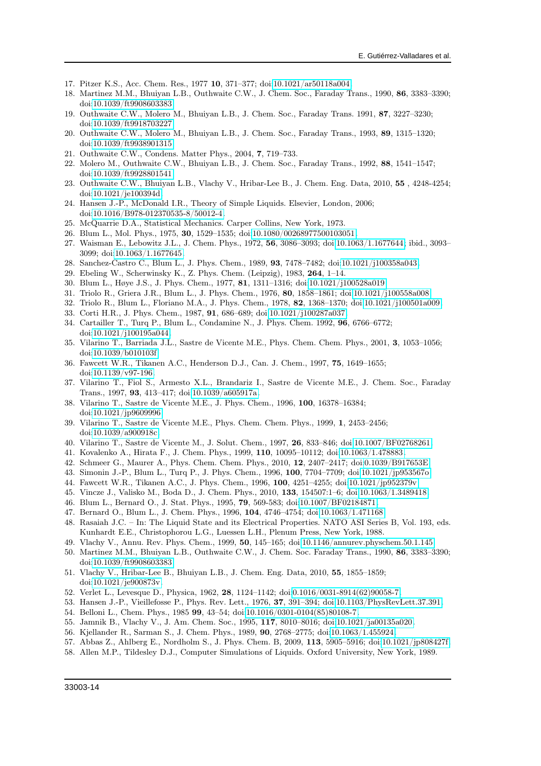17. Pitzer K.S., Acc. Chem. Res., 1977 **10**, 371–377; doi:10.1021/ar50118a004.
18. Martinez M.M., Bhuiyan L.B., Outhwaite C.W., J. Chem. Soc., Faraday Trans., 1990, **86**, 3383–3390; doi:10.1039/ft9908603383.
19. Outhwaite C.W., Molero M., Bhuiyan L.B., J. Chem. Soc., Faraday Trans. 1991, **87**, 3227–3230; doi:10.1039/ft9918703227.
20. Outhwaite C.W., Molero M., Bhuiyan L.B., J. Chem. Soc., Faraday Trans., 1993, **89**, 1315–1320; doi:10.1039/ft9938901315.
21. Outhwaite C.W., Condens. Matter Phys., 2004, **7**, 719–733.
22. Molero M., Outhwaite C.W., Bhuiyan L.B., J. Chem. Soc., Faraday Trans., 1992, **88**, 1541–1547; doi:10.1039/ft9928801541.
23. Outhwaite C.W., Bhuiyan L.B., Vlachy V., Hribar-Lee B., J. Chem. Eng. Data, 2010, **55** , 4248-4254; doi:10.1021/je100394d.
24. Hansen J.-P., McDonald I.R., Theory of Simple Liquids. Elsevier, London, 2006; doi:10.1016/B978-012370535-8/50012-4.
25. McQuarrie D.A., Statistical Mechanics. Carper Collins, New York, 1973.
26. Blum L., Mol. Phys., 1975, **30**, 1529–1535; doi:10.1080/00268977500103051.
27. Waisman E., Lebowitz J.L., J. Chem. Phys., 1972, **56**, 3086–3093; doi:10.1063/1.1677644; ibid., 3093–3099; doi:10.1063/1.1677645.
28. Sanchez-Castro C., Blum L., J. Phys. Chem., 1989, **93**, 7478–7482; doi:10.1021/j100358a043.
29. Ebeling W., Scherwinsky K., Z. Phys. Chem. (Leipzig), 1983, **264**, 1–14.
30. Blum L., Høye J.S., J. Phys. Chem., 1977, **81**, 1311–1316; doi:10.1021/j100528a019.
31. Triolo R., Griera J.R., Blum L., J. Phys. Chem., 1976, **80**, 1858–1861; doi:10.1021/j100558a008.
32. Triolo R., Blum L., Floriano M.A., J. Phys. Chem., 1978, **82**, 1368–1370; doi:10.1021/j100501a009.
33. Corti H.R., J. Phys. Chem., 1987, **91**, 686–689; doi:10.1021/j100287a037.
34. Cartailler T., Turq P., Blum L., Condamine N., J. Phys. Chem. 1992, **96**, 6766–6772; doi:10.1021/j100195a044.
35. Vilarino T., Barriada J.L., Sastre de Vicente M.E., Phys. Chem. Chem. Phys., 2001, **3**, 1053–1056; doi:10.1039/b010103f.
36. Fawcett W.R., Tikanen A.C., Henderson D.J., Can. J. Chem., 1997, **75**, 1649–1655; doi:10.1139/v97-196.
37. Vilarino T., Fiol S., Armesto X.L., Brandariz I., Sastre de Vicente M.E., J. Chem. Soc., Faraday Trans., 1997, **93**, 413–417; doi:10.1039/a605917a.
38. Vilarino T., Sastre de Vicente M.E., J. Phys. Chem., 1996, **100**, 16378–16384; doi:10.1021/jp9609996.
39. Vilarino T., Sastre de Vicente M.E., Phys. Chem. Chem. Phys., 1999, **1**, 2453–2456; doi:10.1039/a900918c.
40. Vilarino T., Sastre de Vicente M., J. Solut. Chem., 1997, **26**, 833–846; doi:10.1007/BF02768261.
41. Kovalenko A., Hirata F., J. Chem. Phys., 1999, **110**, 10095–10112; doi:10.1063/1.478883.
42. Schmeer G., Maurer A., Phys. Chem. Chem. Phys., 2010, **12**, 2407–2417; doi:0.1039/B917653E.
43. Simonin J.-P., Blum L., Turq P., J. Phys. Chem., 1996, **100**, 7704–7709; doi:10.1021/jp953567o.
44. Fawcett W.R., Tikanen A.C., J. Phys. Chem., 1996, **100**, 4251–4255; doi:10.1021/jp952379v.
45. Vincze J., Valisko M., Boda D., J. Chem. Phys., 2010, **133**, 154507:1–6; doi:10.1063/1.3489418.
46. Blum L., Bernard O., J. Stat. Phys., 1995, **79**, 569-583; doi:10.1007/BF02184871.
47. Bernard O., Blum L., J. Chem. Phys., 1996, **104**, 4746–4754; doi:10.1063/1.471168.
48. Rasaiah J.C. – In: The Liquid State and its Electrical Properties. NATO ASI Series B, Vol. 193, eds. Kunhardt E.E., Christophorou L.G., Luessen L.H., Plenum Press, New York, 1988.
49. Vlachy V., Annu. Rev. Phys. Chem., 1999, **50**, 145–165; doi:10.1146/annurev.physchem.50.1.145.
50. Martinez M.M., Bhuiyan L.B., Outhwaite C.W., J. Chem. Soc. Faraday Trans., 1990, **86**, 3383–3390; doi:10.1039/ft9908603383.
51. Vlachy V., Hribar-Lee B., Bhuiyan L.B., J. Chem. Eng. Data, 2010, **55**, 1855–1859; doi:10.1021/je900873v.
52. Verlet L., Levesque D., Physica, 1962, **28**, 1124–1142; doi:0.1016/0031-8914(62)90058-7.
53. Hansen J.-P., Vieillefosse P., Phys. Rev. Lett., 1976, **37**, 391–394; doi:10.1103/PhysRevLett.37.391.
54. Belloni L., Chem. Phys., 1985 **99**, 43–54; doi:10.1016/0301-0104(85)80108-7.
55. Jamnik B., Vlachy V., J. Am. Chem. Soc., 1995, **117**, 8010–8016; doi:10.1021/ja00135a020.
56. Kjellander R., Sarman S., J. Chem. Phys., 1989, **90**, 2768–2775; doi:10.1063/1.455924.
57. Abbas Z., Ahlberg E., Nordholm S., J. Phys. Chem. B, 2009, **113**, 5905–5916; doi:10.1021/jp808427f.
58. Allen M.P., Tildesley D.J., Computer Simulations of Liquids. Oxford University, New York, 1989.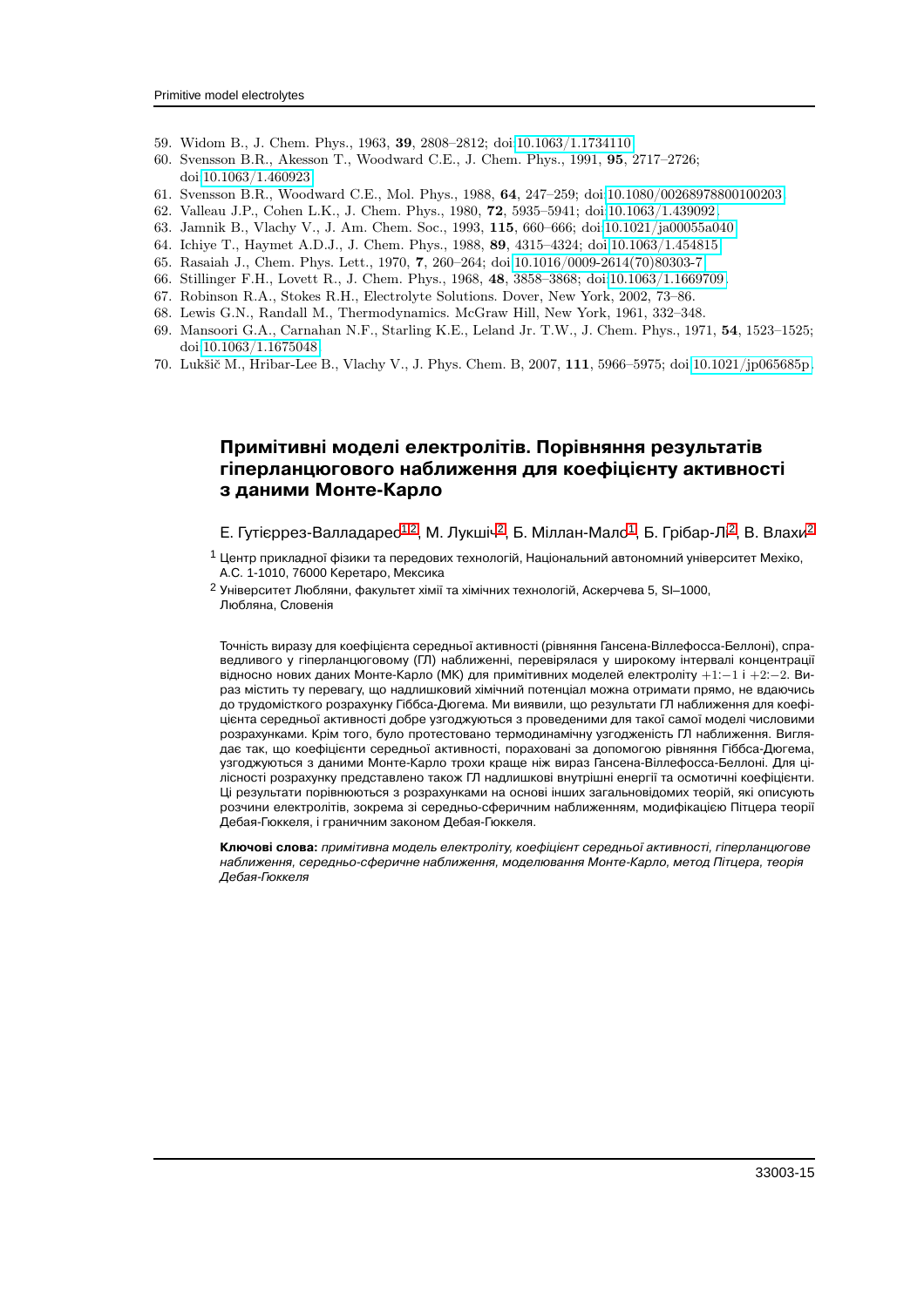59. Widom B., J. Chem. Phys., 1963, **39**, 2808–2812; doi:10.1063/1.1734110.
60. Svensson B.R., Akesson T., Woodward C.E., J. Chem. Phys., 1991, **95**, 2717–2726; doi:10.1063/1.460923.
61. Svensson B.R., Woodward C.E., Mol. Phys., 1988, **64**, 247–259; doi:10.1080/00268978800100203.
62. Valleau J.P., Cohen L.K., J. Chem. Phys., 1980, **72**, 5935–5941; doi:10.1063/1.439092.
63. Jamnik B., Vlachy V., J. Am. Chem. Soc., 1993, **115**, 660–666; doi:10.1021/ja00055a040.
64. Ichiye T., Haymet A.D.J., J. Chem. Phys., 1988, **89**, 4315–4324; doi:10.1063/1.454815.
65. Rasaiah J., Chem. Phys. Lett., 1970, **7**, 260–264; doi:10.1016/0009-2614(70)80303-7.
66. Stillinger F.H., Lovett R., J. Chem. Phys., 1968, **48**, 3858–3868; doi:10.1063/1.1669709.
67. Robinson R.A., Stokes R.H., Electrolyte Solutions. Dover, New York, 2002, 73–86.
68. Lewis G.N., Randall M., Thermodynamics. McGraw Hill, New York, 1961, 332–348.
69. Mansoori G.A., Carnahan N.F., Starling K.E., Leland Jr. T.W., J. Chem. Phys., 1971, **54**, 1523–1525; doi:10.1063/1.1675048.
70. Lukšič M., Hribar-Lee B., Vlachy V., J. Phys. Chem. B, 2007, **111**, 5966–5975; doi:10.1021/jp065685p.

## Примітивні моделі електролітів. Порівняння результатів гіперланцюгового наближення для коефіцієнту активності з даними Монте-Карло

Е. Гутієррез-Валладарес[1,2], М. Лукшіч[2], Б. Міллан-Мало[1], Б. Грібар-Лі[2], В. Влахи[2]

[1] Центр прикладної фізики та передових технологій, Національний автономний університет Мехіко, A.C. 1-1010, 76000 Кеpетаро, Мексика

[2] Університет Любляни, факультет хімії та хімічних технологій, Аскерчева 5, SI–1000, Любляна, Словенія

Точність виразу для коефіцієнта середньої активності (рівняння Гансена-Віллефосса-Беллоні), справедливого у гіперланцюговому (ГЛ) наближенні, перевірялася у широкому інтервалі концентрації відносно нових даних Монте-Карло (МК) для примітивних моделей електроліту $+1$:$-1$ і $+2$:$-2$. Вираз містить ту перевагу, що надлишковий хімічний потенціал можна отримати прямо, не вдаючись до трудомісткого розрахунку Гіббса-Дюгема. Ми виявили, що результати ГЛ наближення для коефіцієнта середньої активності добре узгоджуються з проведеними для такої самої моделі числовими розрахунками. Крім того, було протестовано термодинамічну узгодженість ГЛ наближення. Виглядає так, що коефіцієнти середньої активності, пораховані за допомогою рівняння Гіббса-Дюгема, узгоджуються з даними Монте-Карло трохи краще ніж вираз Гансена-Віллефосса-Беллоні. Для цілісності розрахунку представлено також ГЛ надлишкові внутрішні енергії та осмотичні коефіцієнти. Ці результати порівнюються з розрахунками на основі інших загальновідомих теорій, які описують розчини електролітів, зокрема зі середньо-сферичним наближенням, модифікацією Пітцера теорії Дебая-Гюккеля, і граничним законом Дебая-Гюккеля.

**Ключові слова:** *примітивна модель електроліту, коефіцієнт середньої активності, гіперланцюгове наближення, середньо-сферичне наближення, моделювання Монте-Карло, метод Пітцера, теорія Дебая-Гюккеля*